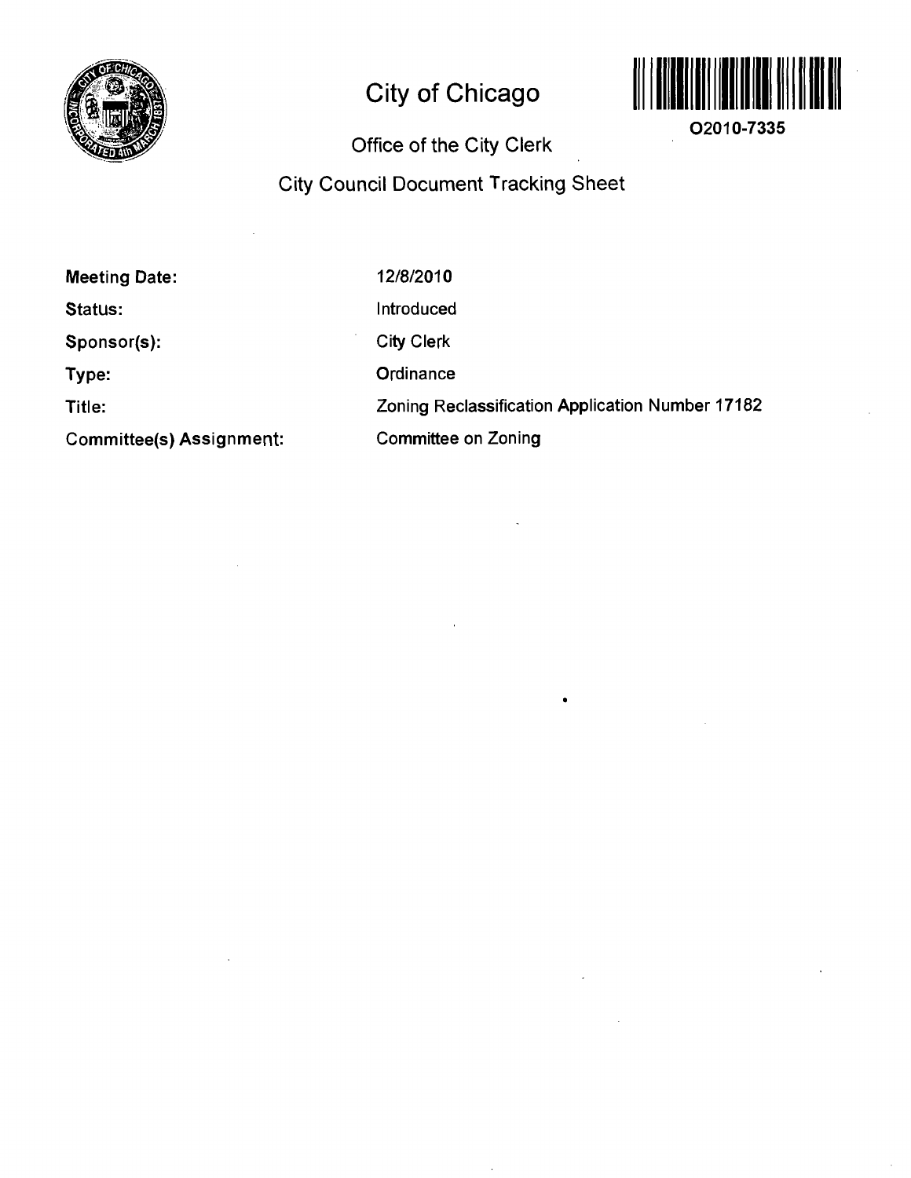# City of Chicago

O2010-7335

## Office of the City Clerk

## City Council Document Tracking Sheet

| | |
|---|---|
| **Meeting Date:** | 12/8/2010 |
| **Status:** | Introduced |
| **Sponsor(s):** | City Clerk |
| **Type:** | Ordinance |
| **Title:** | Zoning Reclassification Application Number 17182 |
| **Committee(s) Assignment:** | Committee on Zoning |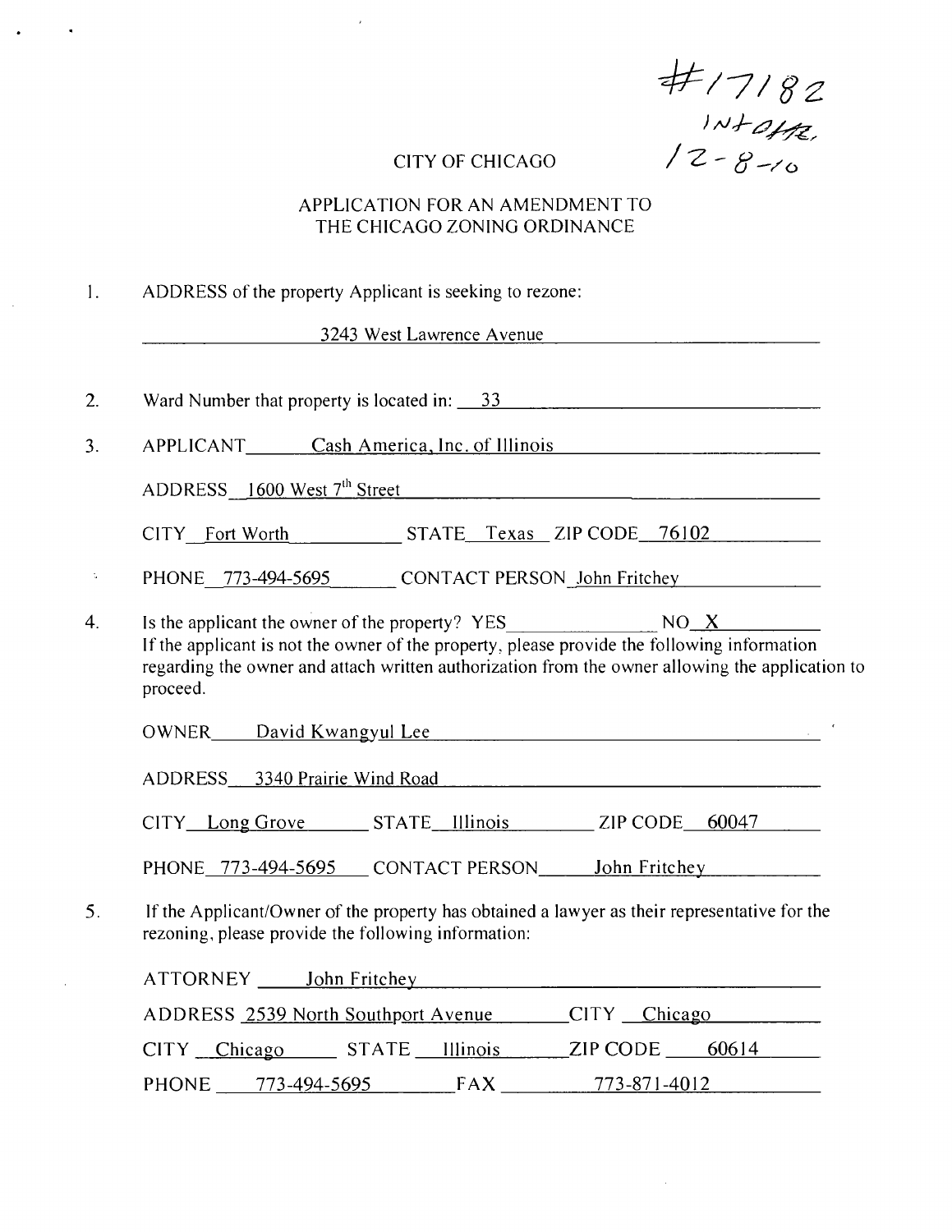#17182
INTRO,
12-8-10

CITY OF CHICAGO

APPLICATION FOR AN AMENDMENT TO
THE CHICAGO ZONING ORDINANCE

1. ADDRESS of the property Applicant is seeking to rezone:

   3243 West Lawrence Avenue

2. Ward Number that property is located in: 33

3. APPLICANT Cash America, Inc. of Illinois

   ADDRESS 1600 West 7th Street

   CITY Fort Worth STATE Texas ZIP CODE 76102

   PHONE 773-494-5695 CONTACT PERSON John Fritchey

4. Is the applicant the owner of the property? YES \_\_\_\_\_ NO X
   If the applicant is not the owner of the property, please provide the following information regarding the owner and attach written authorization from the owner allowing the application to proceed.

   OWNER David Kwangyul Lee

   ADDRESS 3340 Prairie Wind Road

   CITY Long Grove STATE Illinois ZIP CODE 60047

   PHONE 773-494-5695 CONTACT PERSON John Fritchey

5. If the Applicant/Owner of the property has obtained a lawyer as their representative for the rezoning, please provide the following information:

   ATTORNEY John Fritchey

   ADDRESS 2539 North Southport Avenue CITY Chicago

   CITY Chicago STATE Illinois ZIP CODE 60614

   PHONE 773-494-5695 FAX 773-871-4012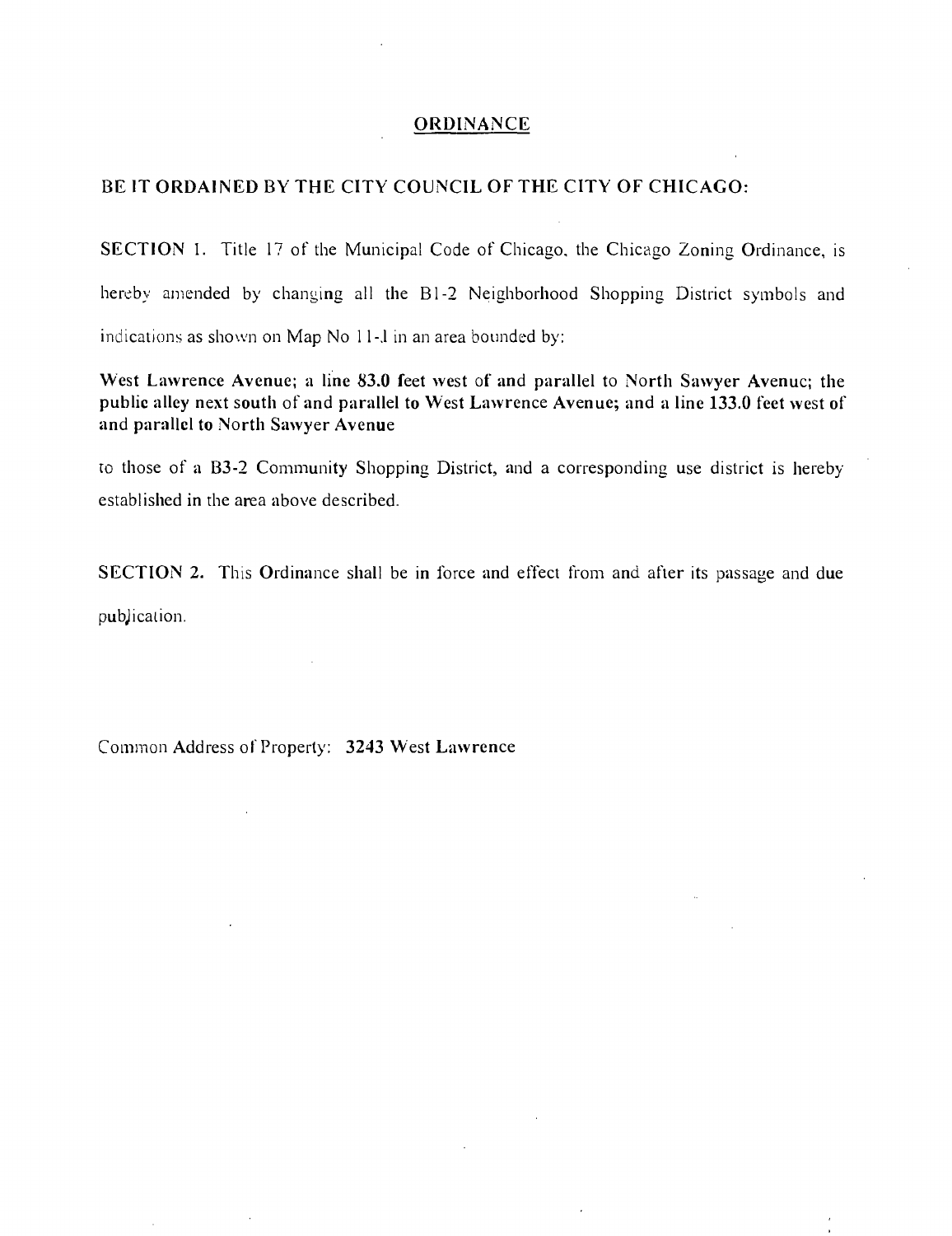# ORDINANCE

**BE IT ORDAINED BY THE CITY COUNCIL OF THE CITY OF CHICAGO:**

**SECTION 1.** Title 17 of the Municipal Code of Chicago, the Chicago Zoning Ordinance, is hereby amended by changing all the B1-2 Neighborhood Shopping District symbols and indications as shown on Map No 11-J in an area bounded by:

**West Lawrence Avenue; a line 83.0 feet west of and parallel to North Sawyer Avenue; the public alley next south of and parallel to West Lawrence Avenue; and a line 133.0 feet west of and parallel to North Sawyer Avenue**

to those of a B3-2 Community Shopping District, and a corresponding use district is hereby established in the area above described.

**SECTION 2.** This Ordinance shall be in force and effect from and after its passage and due publication.

Common Address of Property: **3243 West Lawrence**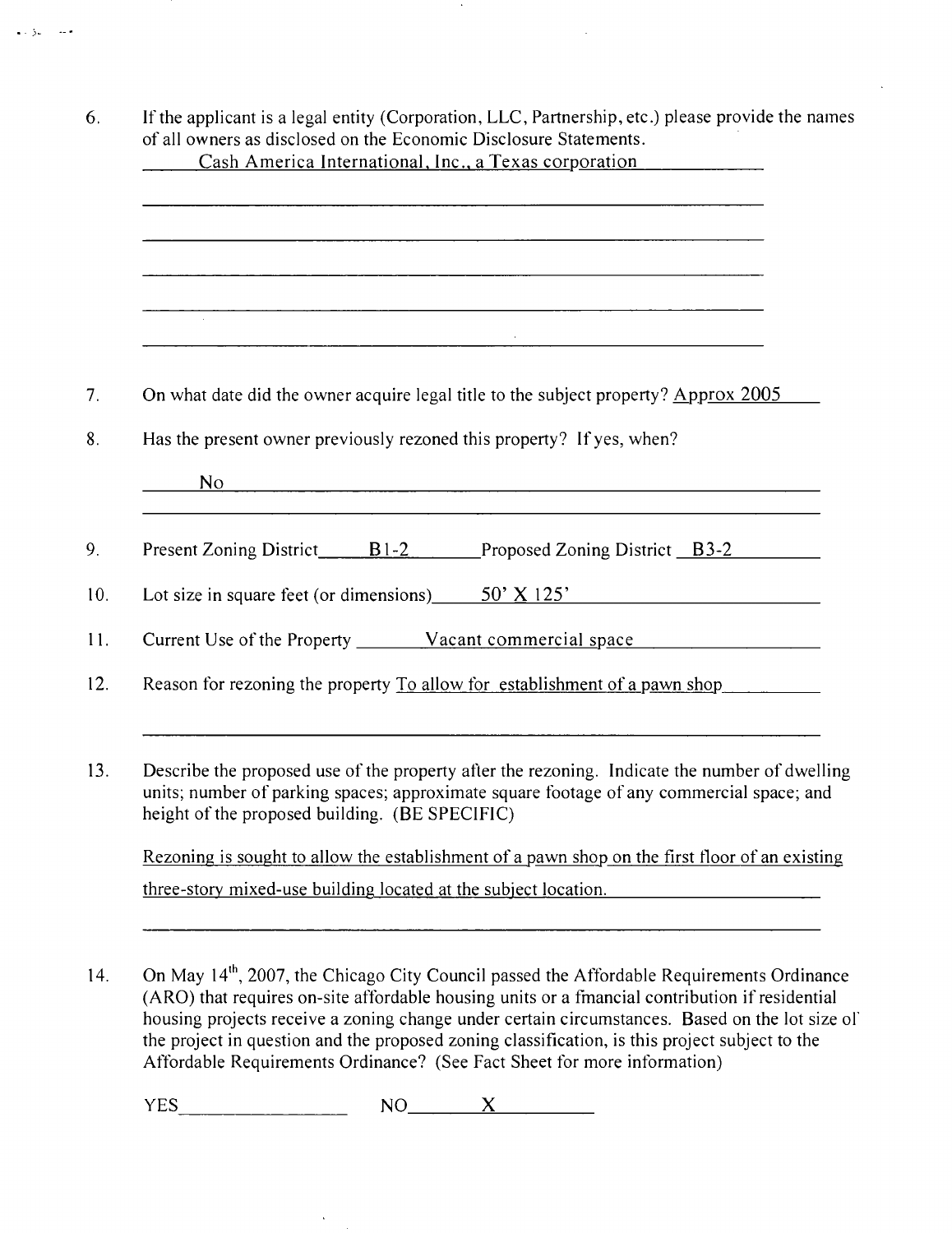6. If the applicant is a legal entity (Corporation, LLC, Partnership, etc.) please provide the names of all owners as disclosed on the Economic Disclosure Statements.

   Cash America International, Inc., a Texas corporation

7. On what date did the owner acquire legal title to the subject property? Approx 2005

8. Has the present owner previously rezoned this property? If yes, when?

   No

9. Present Zoning District B1-2 Proposed Zoning District B3-2

10. Lot size in square feet (or dimensions) 50' X 125'

11. Current Use of the Property Vacant commercial space

12. Reason for rezoning the property To allow for establishment of a pawn shop

13. Describe the proposed use of the property after the rezoning. Indicate the number of dwelling units; number of parking spaces; approximate square footage of any commercial space; and height of the proposed building. (BE SPECIFIC)

    Rezoning is sought to allow the establishment of a pawn shop on the first floor of an existing three-story mixed-use building located at the subject location.

14. On May 14th, 2007, the Chicago City Council passed the Affordable Requirements Ordinance (ARO) that requires on-site affordable housing units or a financial contribution if residential housing projects receive a zoning change under certain circumstances. Based on the lot size of the project in question and the proposed zoning classification, is this project subject to the Affordable Requirements Ordinance? (See Fact Sheet for more information)

    YES\_\_\_\_\_\_\_\_ NO X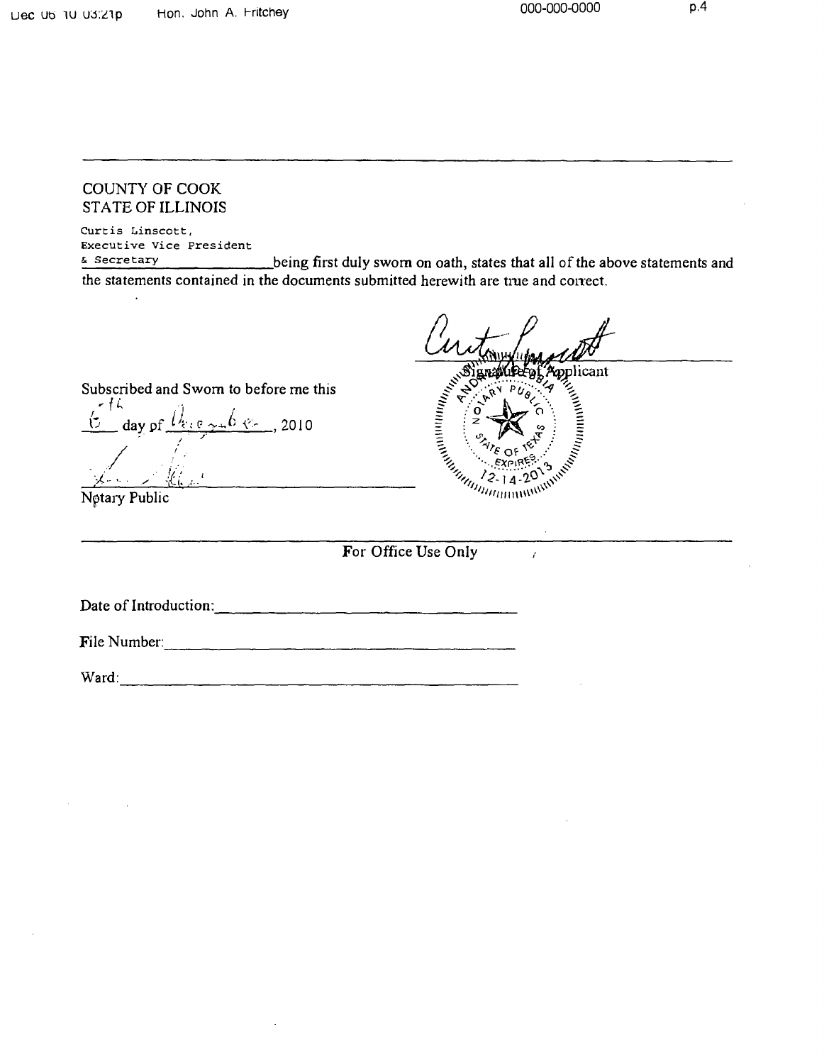COUNTY OF COOK
STATE OF ILLINOIS

Curtis Linscott,
Executive Vice President
& Secretary \_\_\_\_\_\_\_\_\_\_ being first duly sworn on oath, states that all of the above statements and the statements contained in the documents submitted herewith are true and correct.

\_\_\_\_\_\_\_\_\_\_\_\_\_\_\_\_\_\_\_\_
Signature of Applicant

Subscribed and Sworn to before me this
6th day of December, 2010

\_\_\_\_\_\_\_\_\_\_\_\_\_\_\_\_\_\_\_\_
Notary Public

NOTARY PUBLIC STATE OF TEXAS
EXPIRES 12-14-2013

---

For Office Use Only

Date of Introduction: \_\_\_\_\_\_\_\_\_\_\_\_\_\_\_\_\_\_\_\_

File Number: \_\_\_\_\_\_\_\_\_\_\_\_\_\_\_\_\_\_\_\_

Ward: \_\_\_\_\_\_\_\_\_\_\_\_\_\_\_\_\_\_\_\_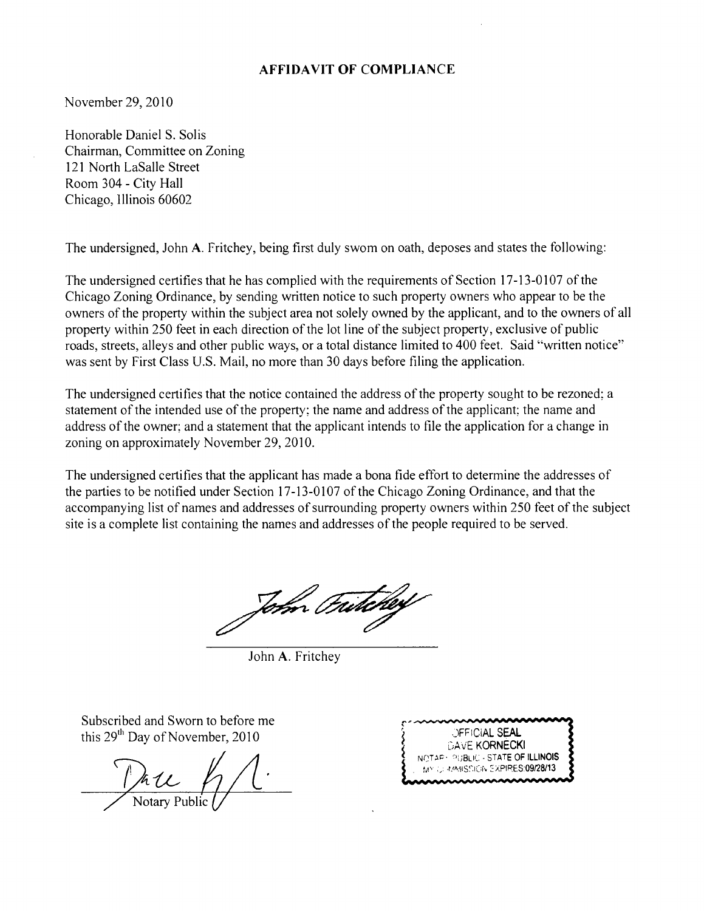# AFFIDAVIT OF COMPLIANCE

November 29, 2010

Honorable Daniel S. Solis
Chairman, Committee on Zoning
121 North LaSalle Street
Room 304 - City Hall
Chicago, Illinois 60602

The undersigned, John A. Fritchey, being first duly swom on oath, deposes and states the following:

The undersigned certifies that he has complied with the requirements of Section 17-13-0107 of the Chicago Zoning Ordinance, by sending written notice to such property owners who appear to be the owners of the property within the subject area not solely owned by the applicant, and to the owners of all property within 250 feet in each direction of the lot line of the subject property, exclusive of public roads, streets, alleys and other public ways, or a total distance limited to 400 feet. Said "written notice" was sent by First Class U.S. Mail, no more than 30 days before filing the application.

The undersigned certifies that the notice contained the address of the property sought to be rezoned; a statement of the intended use of the property; the name and address of the applicant; the name and address of the owner; and a statement that the applicant intends to file the application for a change in zoning on approximately November 29, 2010.

The undersigned certifies that the applicant has made a bona fide effort to determine the addresses of the parties to be notified under Section 17-13-0107 of the Chicago Zoning Ordinance, and that the accompanying list of names and addresses of surrounding property owners within 250 feet of the subject site is a complete list containing the names and addresses of the people required to be served.

John A. Fritchey

Subscribed and Sworn to before me
this 29th Day of November, 2010

Notary Public

OFFICIAL SEAL
DAVE KORNECKI
NOTARY PUBLIC - STATE OF ILLINOIS
MY COMMISSION EXPIRES:09/28/13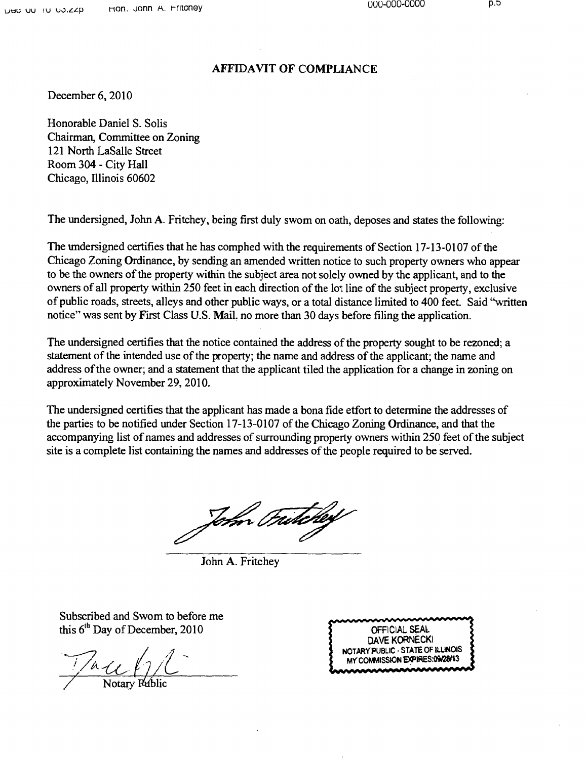## AFFIDAVIT OF COMPLIANCE

December 6, 2010

Honorable Daniel S. Solis
Chairman, Committee on Zoning
121 North LaSalle Street
Room 304 - City Hall
Chicago, Illinois 60602

The undersigned, John A. Fritchey, being first duly swom on oath, deposes and states the following:

The undersigned certifies that he has comphed with the requirements of Section 17-13-0107 of the Chicago Zoning Ordinance, by sending an amended written notice to such property owners who appear to be the owners of the property within the subject area not solely owned by the applicant, and to the owners of all property within 250 feet in each direction of the lot line of the subject property, exclusive of public roads, streets, alleys and other public ways, or a total distance limited to 400 feet. Said "written notice" was sent by First Class U.S. Mail, no more than 30 days before filing the application.

The undersigned certifies that the notice contained the address of the property sought to be rezoned; a statement of the intended use of the property; the name and address of the applicant; the name and address of the owner; and a statement that the applicant tiled the application for a change in zoning on approximately November 29, 2010.

The undersigned certifies that the applicant has made a bona fide etfort to determine the addresses of the parties to be notified under Section 17-13-0107 of the Chicago Zoning Ordinance, and that the accompanying list of names and addresses of surrounding property owners within 250 feet of the subject site is a complete list containing the names and addresses of the people required to be served.

John A. Fritchey

Subscribed and Swom to before me
this 6th Day of December, 2010

Notary Public

OFFICIAL SEAL
DAVE KORNECKI
NOTARY PUBLIC - STATE OF ILLINOIS
MY COMMISSION EXPIRES:09/28/13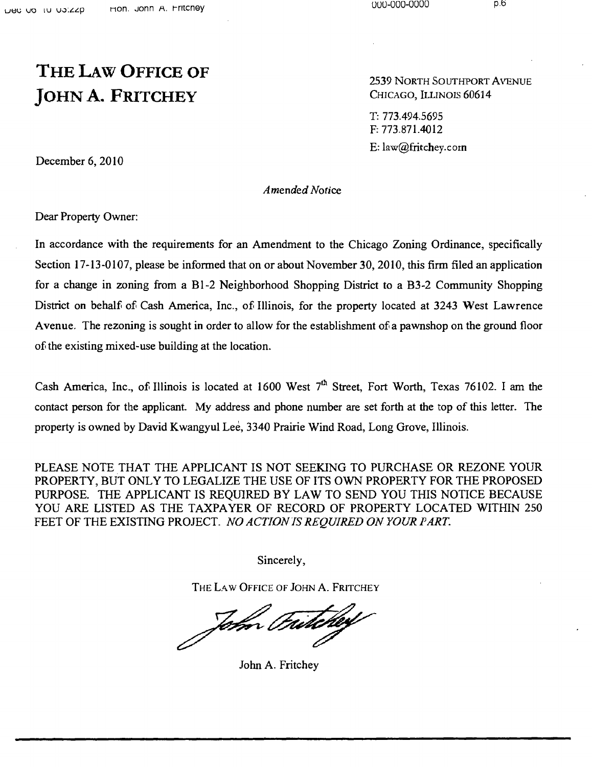# THE LAW OFFICE OF JOHN A. FRITCHEY

2539 NORTH SOUTHPORT AVENUE
CHICAGO, ILLINOIS 60614

T: 773.494.5695
F: 773.871.4012
E: law@fritchey.com

December 6, 2010

*Amended Notice*

Dear Property Owner:

In accordance with the requirements for an Amendment to the Chicago Zoning Ordinance, specifically Section 17-13-0107, please be informed that on or about November 30, 2010, this firm filed an application for a change in zoning from a B1-2 Neighborhood Shopping District to a B3-2 Community Shopping District on behalf of Cash America, Inc., of Illinois, for the property located at 3243 West Lawrence Avenue. The rezoning is sought in order to allow for the establishment of a pawnshop on the ground floor of the existing mixed-use building at the location.

Cash America, Inc., of Illinois is located at 1600 West 7th Street, Fort Worth, Texas 76102. I am the contact person for the applicant. My address and phone number are set forth at the top of this letter. The property is owned by David Kwangyul Lee, 3340 Prairie Wind Road, Long Grove, Illinois.

PLEASE NOTE THAT THE APPLICANT IS NOT SEEKING TO PURCHASE OR REZONE YOUR PROPERTY, BUT ONLY TO LEGALIZE THE USE OF ITS OWN PROPERTY FOR THE PROPOSED PURPOSE. THE APPLICANT IS REQUIRED BY LAW TO SEND YOU THIS NOTICE BECAUSE YOU ARE LISTED AS THE TAXPAYER OF RECORD OF PROPERTY LOCATED WITHIN 250 FEET OF THE EXISTING PROJECT. *NO ACTION IS REQUIRED ON YOUR PART.*

Sincerely,

THE LAW OFFICE OF JOHN A. FRITCHEY

John A. Fritchey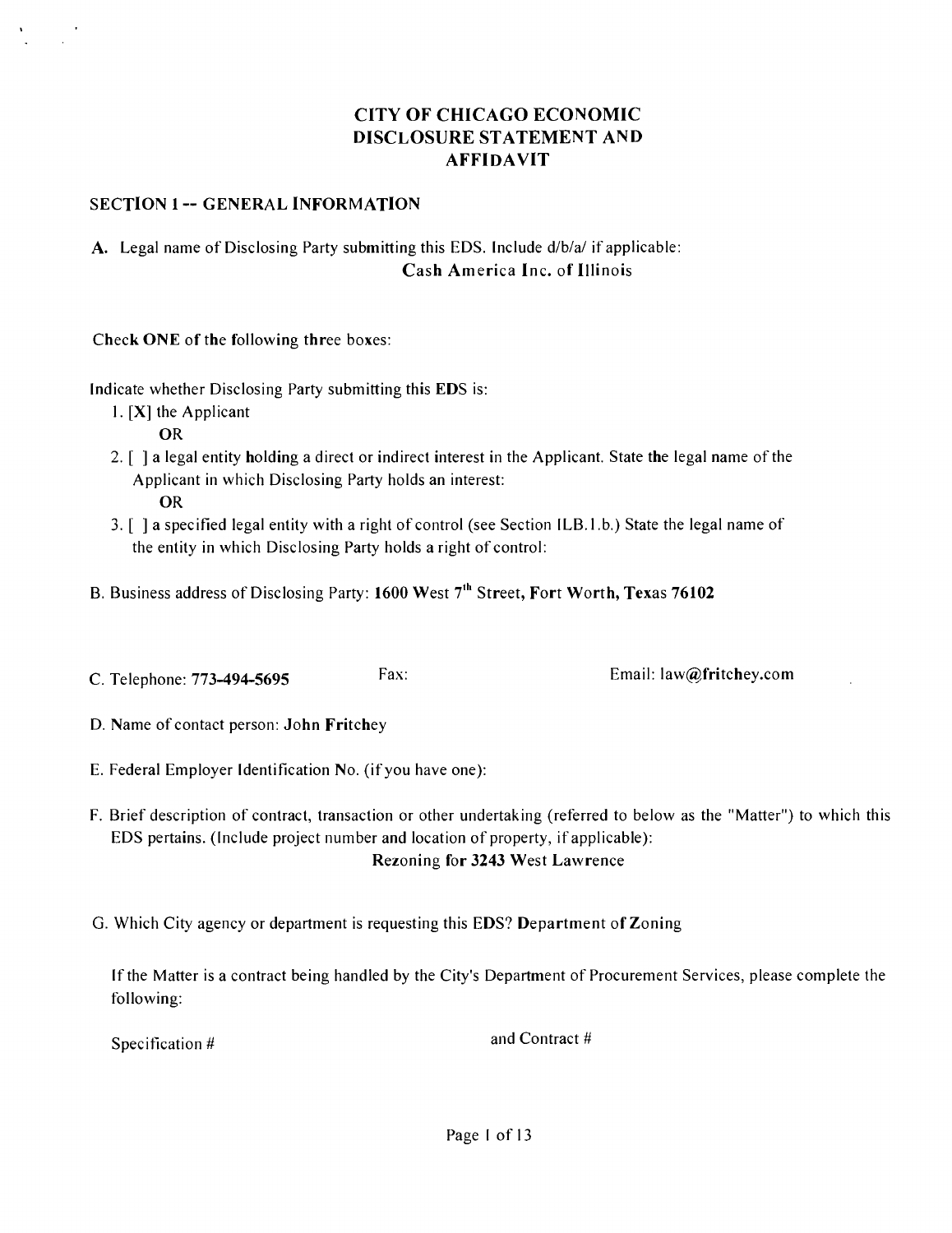# CITY OF CHICAGO ECONOMIC DISCLOSURE STATEMENT AND AFFIDAVIT

## SECTION 1 -- GENERAL INFORMATION

A. Legal name of Disclosing Party submitting this EDS. Include d/b/a/ if applicable:
**Cash America Inc. of Illinois**

Check **ONE** of the following three boxes:

Indicate whether Disclosing Party submitting this **EDS** is:

1. [X] the Applicant
   **OR**
2. [ ] a legal entity holding a direct or indirect interest in the Applicant. State the legal name of the Applicant in which Disclosing Party holds an interest:
   **OR**
3. [ ] a specified legal entity with a right of control (see Section II.B.1.b.) State the legal name of the entity in which Disclosing Party holds a right of control:

B. Business address of Disclosing Party: **1600 West 7th Street, Fort Worth, Texas 76102**

C. Telephone: **773-494-5695** Fax: Email: law@fritchey.com

D. Name of contact person: **John Fritchey**

E. Federal Employer Identification No. (if you have one):

F. Brief description of contract, transaction or other undertaking (referred to below as the "Matter") to which this EDS pertains. (Include project number and location of property, if applicable):
**Rezoning for 3243 West Lawrence**

G. Which City agency or department is requesting this EDS? **Department of Zoning**

If the Matter is a contract being handled by the City's Department of Procurement Services, please complete the following:

Specification # and Contract #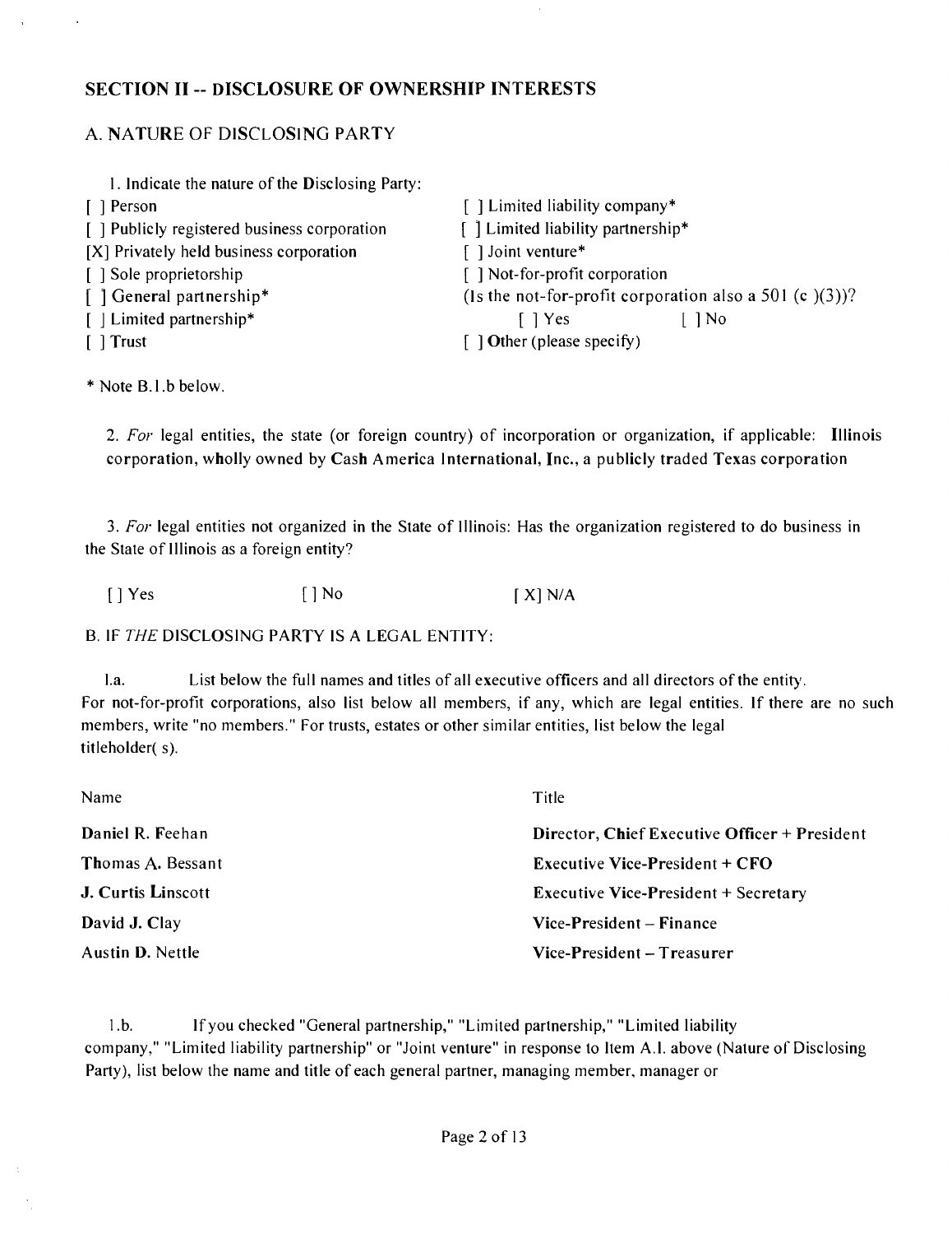## SECTION II -- DISCLOSURE OF OWNERSHIP INTERESTS

### A. NATURE OF DISCLOSING PARTY

1. Indicate the nature of the Disclosing Party:

[ ] Person
[ ] Publicly registered business corporation
[X] Privately held business corporation
[ ] Sole proprietorship
[ ] General partnership*
[ ] Limited partnership*
[ ] Trust
[ ] Limited liability company*
[ ] Limited liability partnership*
[ ] Joint venture*
[ ] Not-for-profit corporation
(Is the not-for-profit corporation also a 501 (c )(3))?
[ ] Yes [ ] No
[ ] Other (please specify)

* Note B.1.b below.

2. *For* legal entities, the state (or foreign country) of incorporation or organization, if applicable: **Illinois corporation, wholly owned by Cash America International, Inc., a publicly traded Texas corporation**

3. *For* legal entities not organized in the State of Illinois: Has the organization registered to do business in the State of Illinois as a foreign entity?

[] Yes [] No [X] N/A

### B. IF *THE* DISCLOSING PARTY IS A LEGAL ENTITY:

1.a. List below the full names and titles of all executive officers and all directors of the entity. For not-for-profit corporations, also list below all members, if any, which are legal entities. If there are no such members, write "no members." For trusts, estates or other similar entities, list below the legal titleholder( s).

| Name | Title |
|---|---|
| **Daniel R. Feehan** | **Director, Chief Executive Officer + President** |
| **Thomas A. Bessant** | **Executive Vice-President + CFO** |
| **J. Curtis Linscott** | **Executive Vice-President + Secretary** |
| **David J. Clay** | **Vice-President – Finance** |
| **Austin D. Nettle** | **Vice-President – Treasurer** |

1.b. If you checked "General partnership," "Limited partnership," "Limited liability company," "Limited liability partnership" or "Joint venture" in response to Item A.1. above (Nature of Disclosing Party), list below the name and title of each general partner, managing member, manager or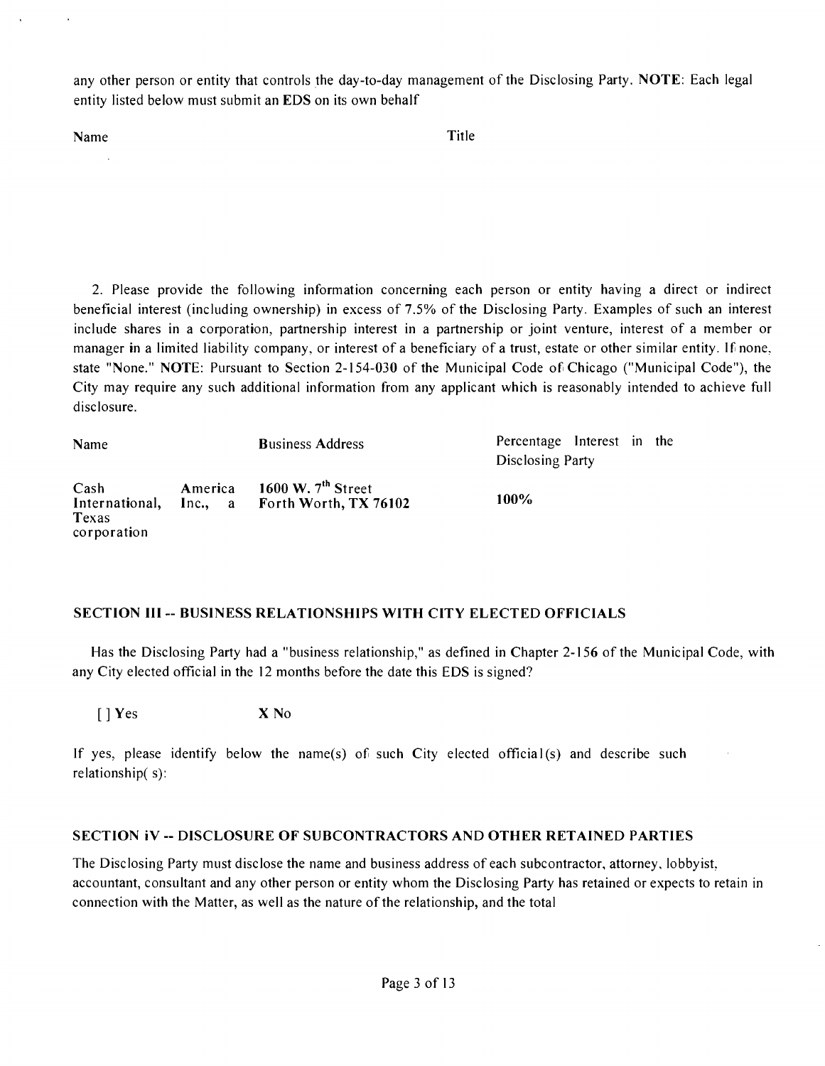any other person or entity that controls the day-to-day management of the Disclosing Party. **NOTE**: Each legal entity listed below must submit an **EDS** on its own behalf

| Name | Title |
|---|---|
| | |

2. Please provide the following information concerning each person or entity having a direct or indirect beneficial interest (including ownership) in excess of 7.5% of the Disclosing Party. Examples of such an interest include shares in a corporation, partnership interest in a partnership or joint venture, interest of a member or manager in a limited liability company, or interest of a beneficiary of a trust, estate or other similar entity. If none, state "None." **NOTE**: Pursuant to Section 2-154-030 of the Municipal Code of Chicago ("Municipal Code"), the City may require any such additional information from any applicant which is reasonably intended to achieve full disclosure.

| Name | Business Address | Percentage Interest in the Disclosing Party |
|---|---|---|
| Cash America International, Inc., a Texas corporation | **1600 W. 7th Street Forth Worth, TX 76102** | **100%** |

## SECTION III -- BUSINESS RELATIONSHIPS WITH CITY ELECTED OFFICIALS

Has the Disclosing Party had a "business relationship," as defined in Chapter 2-156 of the Municipal Code, with any City elected official in the 12 months before the date this EDS is signed?

[ ] Yes **X No**

If yes, please identify below the name(s) of such City elected official(s) and describe such relationship( s):

## SECTION iV -- DISCLOSURE OF SUBCONTRACTORS AND OTHER RETAINED PARTIES

The Disclosing Party must disclose the name and business address of each subcontractor, attorney, lobbyist, accountant, consultant and any other person or entity whom the Disclosing Party has retained or expects to retain in connection with the Matter, as well as the nature of the relationship, and the total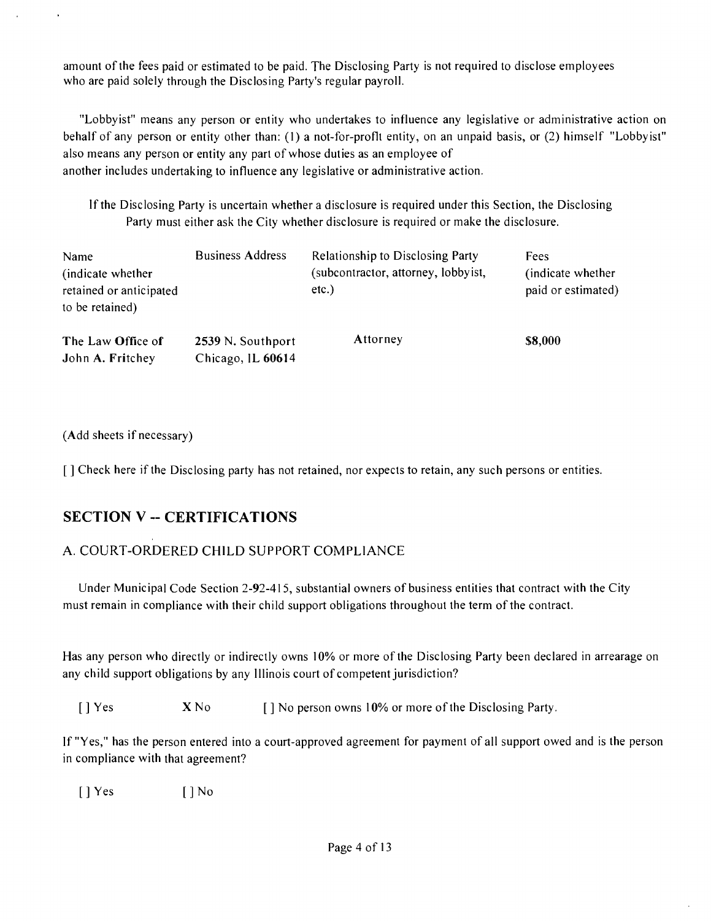amount of the fees paid or estimated to be paid. The Disclosing Party is not required to disclose employees who are paid solely through the Disclosing Party's regular payroll.

"Lobbyist" means any person or entity who undertakes to influence any legislative or administrative action on behalf of any person or entity other than: (1) a not-for-profit entity, on an unpaid basis, or (2) himself "Lobbyist" also means any person or entity any part of whose duties as an employee of another includes undertaking to influence any legislative or administrative action.

If the Disclosing Party is uncertain whether a disclosure is required under this Section, the Disclosing Party must either ask the City whether disclosure is required or make the disclosure.

| Name (indicate whether retained or anticipated to be retained) | Business Address | Relationship to Disclosing Party (subcontractor, attorney, lobbyist, etc.) | Fees (indicate whether paid or estimated) |
|---|---|---|---|
| The Law Office of John A. Fritchey | 2539 N. Southport Chicago, IL 60614 | Attorney | $8,000 |

(Add sheets if necessary)

[ ] Check here if the Disclosing party has not retained, nor expects to retain, any such persons or entities.

## SECTION V -- CERTIFICATIONS

### A. COURT-ORDERED CHILD SUPPORT COMPLIANCE

Under Municipal Code Section 2-92-415, substantial owners of business entities that contract with the City must remain in compliance with their child support obligations throughout the term of the contract.

Has any person who directly or indirectly owns 10% or more of the Disclosing Party been declared in arrearage on any child support obligations by any Illinois court of competent jurisdiction?

[ ] Yes X No [ ] No person owns 10% or more of the Disclosing Party.

If "Yes," has the person entered into a court-approved agreement for payment of all support owed and is the person in compliance with that agreement?

[ ] Yes [ ] No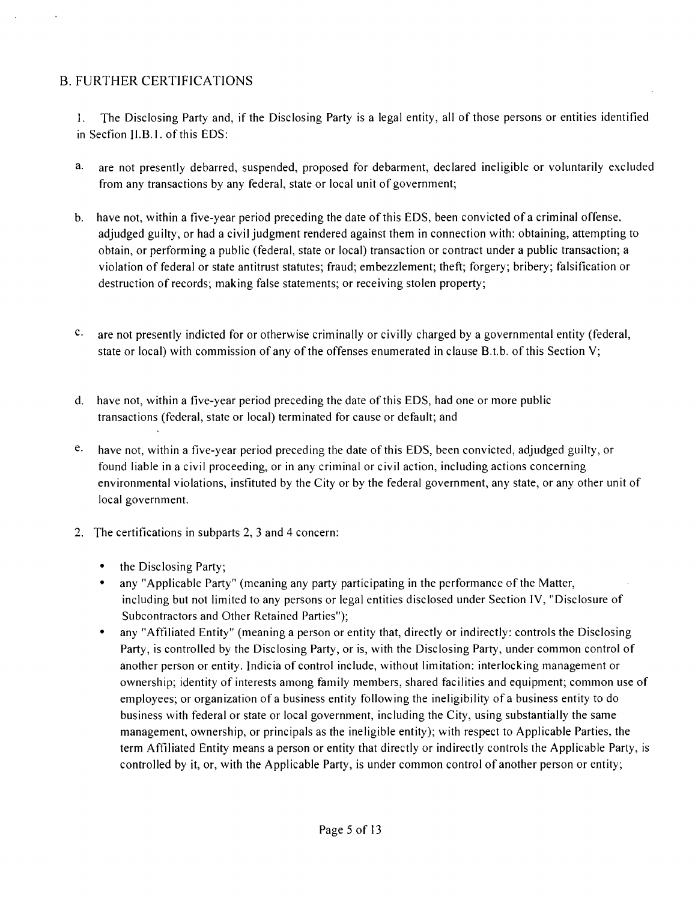## B. FURTHER CERTIFICATIONS

1. The Disclosing Party and, if the Disclosing Party is a legal entity, all of those persons or entities identified in Secfion II.B.1. of this EDS:

   a. are not presently debarred, suspended, proposed for debarment, declared ineligible or voluntarily excluded from any transactions by any federal, state or local unit of government;

   b. have not, within a five-year period preceding the date of this EDS, been convicted of a criminal offense, adjudged guilty, or had a civil judgment rendered against them in connection with: obtaining, attempting to obtain, or performing a public (federal, state or local) transaction or contract under a public transaction; a violation of federal or state antitrust statutes; fraud; embezzlement; theft; forgery; bribery; falsification or destruction of records; making false statements; or receiving stolen property;

   c. are not presently indicted for or otherwise criminally or civilly charged by a governmental entity (federal, state or local) with commission of any of the offenses enumerated in clause B.t.b. of this Section V;

   d. have not, within a five-year period preceding the date of this EDS, had one or more public transactions (federal, state or local) terminated for cause or default; and

   e. have not, within a five-year period preceding the date of this EDS, been convicted, adjudged guilty, or found liable in a civil proceeding, or in any criminal or civil action, including actions concerning environmental violations, insfituted by the City or by the federal government, any state, or any other unit of local government.

2. The certifications in subparts 2, 3 and 4 concern:

   - the Disclosing Party;
   - any "Applicable Party" (meaning any party participating in the performance of the Matter, including but not limited to any persons or legal entities disclosed under Section IV, "Disclosure of Subcontractors and Other Retained Parties");
   - any "Affiliated Entity" (meaning a person or entity that, directly or indirectly: controls the Disclosing Party, is controlled by the Disclosing Party, or is, with the Disclosing Party, under common control of another person or entity. Indicia of control include, without limitation: interlocking management or ownership; identity of interests among family members, shared facilities and equipment; common use of employees; or organization of a business entity following the ineligibility of a business entity to do business with federal or state or local government, including the City, using substantially the same management, ownership, or principals as the ineligible entity); with respect to Applicable Parties, the term Affiliated Entity means a person or entity that directly or indirectly controls the Applicable Party, is controlled by it, or, with the Applicable Party, is under common control of another person or entity;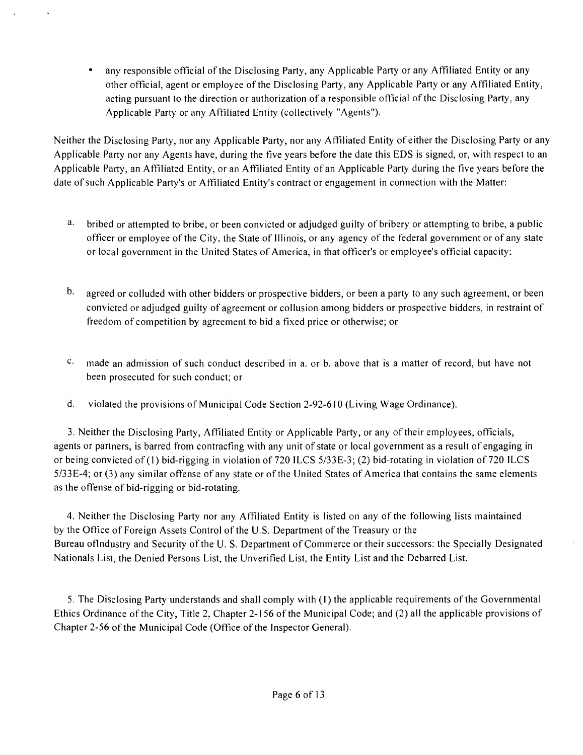- any responsible official of the Disclosing Party, any Applicable Party or any Affiliated Entity or any other official, agent or employee of the Disclosing Party, any Applicable Party or any Affiliated Entity, acting pursuant to the direction or authorization of a responsible official of the Disclosing Party, any Applicable Party or any Affiliated Entity (collectively "Agents").

Neither the Disclosing Party, nor any Applicable Party, nor any Affiliated Entity of either the Disclosing Party or any Applicable Party nor any Agents have, during the five years before the date this EDS is signed, or, with respect to an Applicable Party, an Affiliated Entity, or an Affiliated Entity of an Applicable Party during the five years before the date of such Applicable Party's or Affiliated Entity's contract or engagement in connection with the Matter:

a. bribed or attempted to bribe, or been convicted or adjudged guilty of bribery or attempting to bribe, a public officer or employee of the City, the State of Illinois, or any agency of the federal government or of any state or local government in the United States of America, in that officer's or employee's official capacity;

b. agreed or colluded with other bidders or prospective bidders, or been a party to any such agreement, or been convicted or adjudged guilty of agreement or collusion among bidders or prospective bidders, in restraint of freedom of competition by agreement to bid a fixed price or otherwise; or

c. made an admission of such conduct described in a. or b. above that is a matter of record, but have not been prosecuted for such conduct; or

d. violated the provisions of Municipal Code Section 2-92-610 (Living Wage Ordinance).

3. Neither the Disclosing Party, Affiliated Entity or Applicable Party, or any of their employees, officials, agents or partners, is barred from contracfing with any unit of state or local government as a result of engaging in or being convicted of (1) bid-rigging in violation of 720 ILCS 5/33E-3; (2) bid-rotating in violation of 720 ILCS 5/33E-4; or (3) any similar offense of any state or of the United States of America that contains the same elements as the offense of bid-rigging or bid-rotating.

4. Neither the Disclosing Party nor any Affiliated Entity is listed on any of the following lists maintained by the Office of Foreign Assets Control of the U.S. Department of the Treasury or the Bureau oflndustry and Security of the U. S. Department of Commerce or their successors: the Specially Designated Nationals List, the Denied Persons List, the Unverified List, the Entity List and the Debarred List.

5. The Disclosing Party understands and shall comply with (1) the applicable requirements of the Governmental Ethics Ordinance of the City, Title 2, Chapter 2-156 of the Municipal Code; and (2) all the applicable provisions of Chapter 2-56 of the Municipal Code (Office of the Inspector General).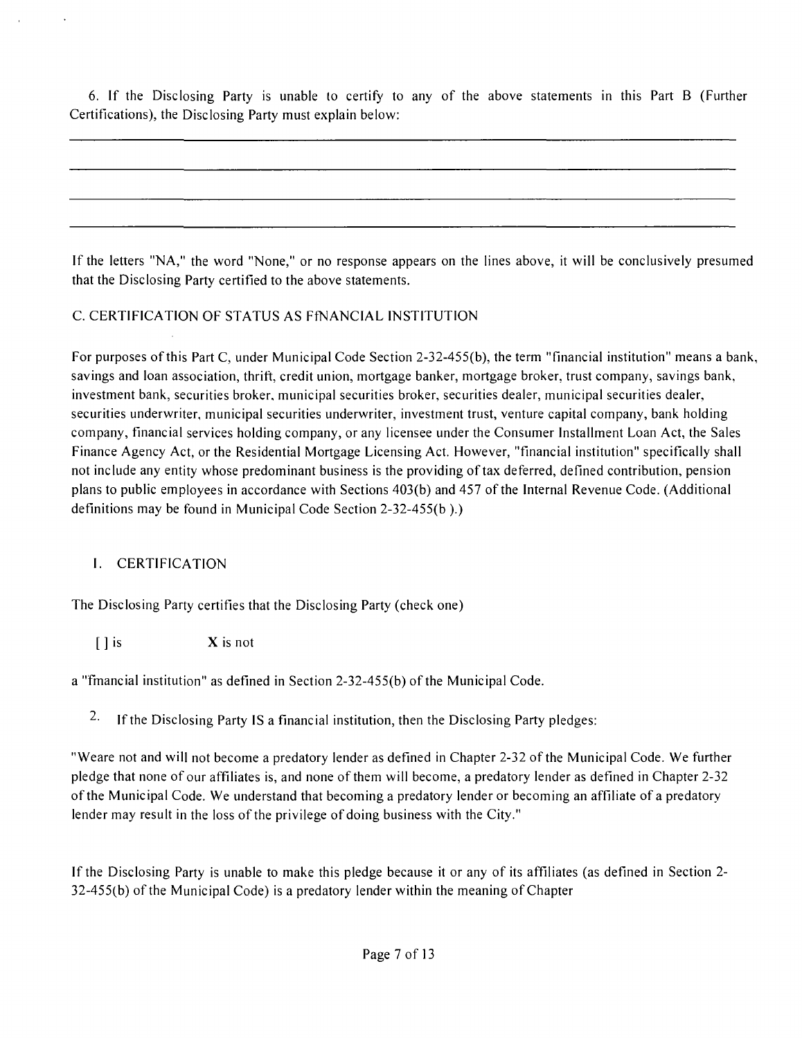6. If the Disclosing Party is unable to certify to any of the above statements in this Part B (Further Certifications), the Disclosing Party must explain below:

If the letters "NA," the word "None," or no response appears on the lines above, it will be conclusively presumed that the Disclosing Party certified to the above statements.

C. CERTIFICATION OF STATUS AS FfNANCIAL INSTITUTION

For purposes of this Part C, under Municipal Code Section 2-32-455(b), the term "financial institution" means a bank, savings and loan association, thrift, credit union, mortgage banker, mortgage broker, trust company, savings bank, investment bank, securities broker, municipal securities broker, securities dealer, municipal securities dealer, securities underwriter, municipal securities underwriter, investment trust, venture capital company, bank holding company, financial services holding company, or any licensee under the Consumer Installment Loan Act, the Sales Finance Agency Act, or the Residential Mortgage Licensing Act. However, "financial institution" specifically shall not include any entity whose predominant business is the providing of tax deferred, defined contribution, pension plans to public employees in accordance with Sections 403(b) and 457 of the Internal Revenue Code. (Additional definitions may be found in Municipal Code Section 2-32-455(b ).)

1. CERTIFICATION

The Disclosing Party certifies that the Disclosing Party (check one)

[ ] is **X** is not

a "fmancial institution" as defined in Section 2-32-455(b) of the Municipal Code.

2. If the Disclosing Party IS a financial institution, then the Disclosing Party pledges:

"Weare not and will not become a predatory lender as defined in Chapter 2-32 of the Municipal Code. We further pledge that none of our affiliates is, and none of them will become, a predatory lender as defined in Chapter 2-32 of the Municipal Code. We understand that becoming a predatory lender or becoming an affiliate of a predatory lender may result in the loss of the privilege of doing business with the City."

If the Disclosing Party is unable to make this pledge because it or any of its affiliates (as defined in Section 2-32-455(b) of the Municipal Code) is a predatory lender within the meaning of Chapter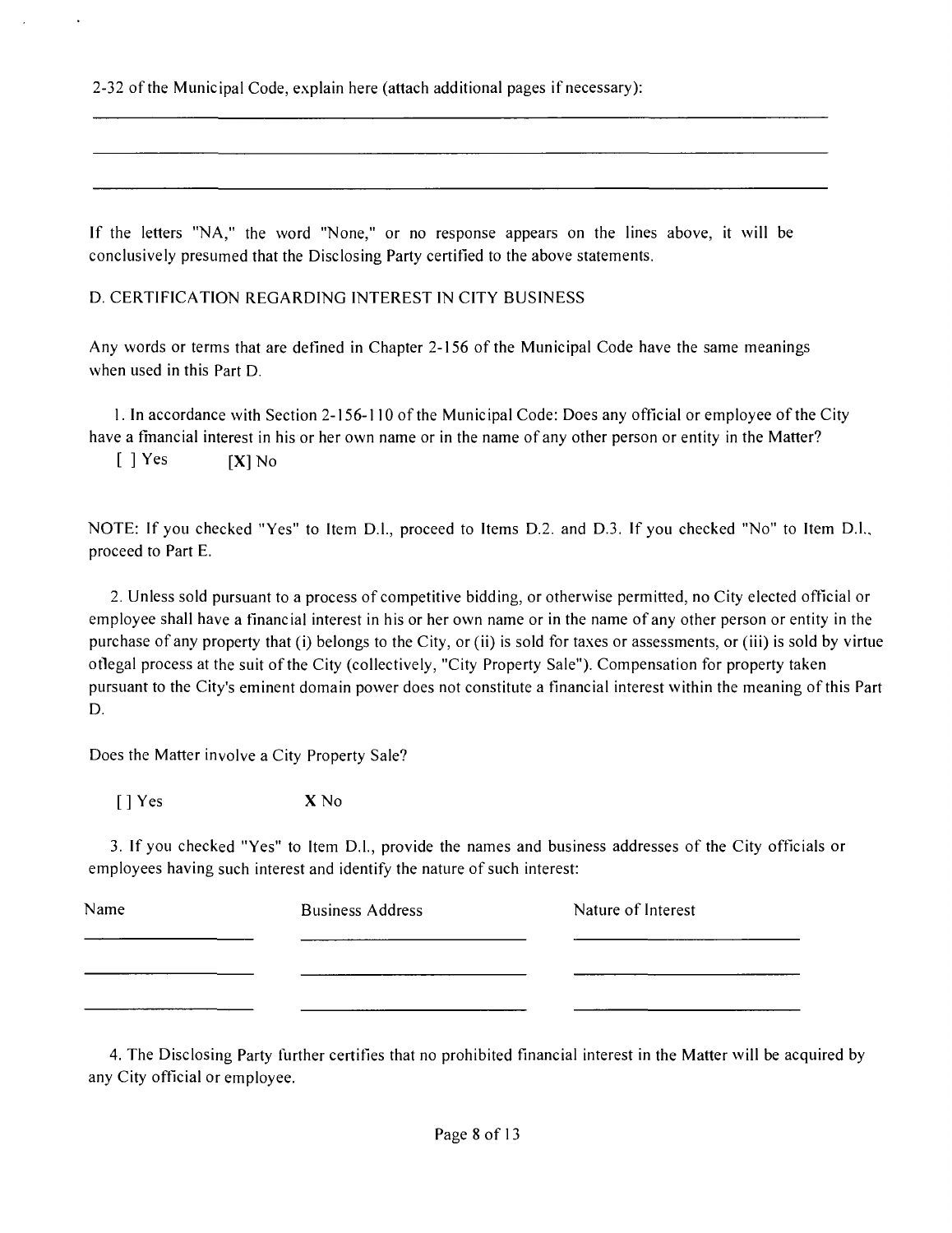2-32 of the Municipal Code, explain here (attach additional pages if necessary):

\_\_\_\_\_\_\_\_\_\_\_\_\_\_\_\_\_\_\_\_\_\_\_\_\_\_\_\_\_\_\_\_\_\_\_\_\_\_\_\_\_\_\_\_\_\_\_\_\_\_\_\_\_\_\_\_\_\_\_\_

\_\_\_\_\_\_\_\_\_\_\_\_\_\_\_\_\_\_\_\_\_\_\_\_\_\_\_\_\_\_\_\_\_\_\_\_\_\_\_\_\_\_\_\_\_\_\_\_\_\_\_\_\_\_\_\_\_\_\_\_

\_\_\_\_\_\_\_\_\_\_\_\_\_\_\_\_\_\_\_\_\_\_\_\_\_\_\_\_\_\_\_\_\_\_\_\_\_\_\_\_\_\_\_\_\_\_\_\_\_\_\_\_\_\_\_\_\_\_\_\_

If the letters "NA," the word "None," or no response appears on the lines above, it will be conclusively presumed that the Disclosing Party certified to the above statements.

D. CERTIFICATION REGARDING INTEREST IN CITY BUSINESS

Any words or terms that are defined in Chapter 2-156 of the Municipal Code have the same meanings when used in this Part D.

1. In accordance with Section 2-156-110 of the Municipal Code: Does any official or employee of the City have a financial interest in his or her own name or in the name of any other person or entity in the Matter?

[ ] Yes [X] No

NOTE: If you checked "Yes" to Item D.1., proceed to Items D.2. and D.3. If you checked "No" to Item D.1., proceed to Part E.

2. Unless sold pursuant to a process of competitive bidding, or otherwise permitted, no City elected official or employee shall have a financial interest in his or her own name or in the name of any other person or entity in the purchase of any property that (i) belongs to the City, or (ii) is sold for taxes or assessments, or (iii) is sold by virtue oflegal process at the suit of the City (collectively, "City Property Sale"). Compensation for property taken pursuant to the City's eminent domain power does not constitute a financial interest within the meaning of this Part D.

Does the Matter involve a City Property Sale?

[ ] Yes X No

3. If you checked "Yes" to Item D.1., provide the names and business addresses of the City officials or employees having such interest and identify the nature of such interest:

| Name | Business Address | Nature of Interest |
| --- | --- | --- |
| | | |
| | | |
| | | |

4. The Disclosing Party further certifies that no prohibited financial interest in the Matter will be acquired by any City official or employee.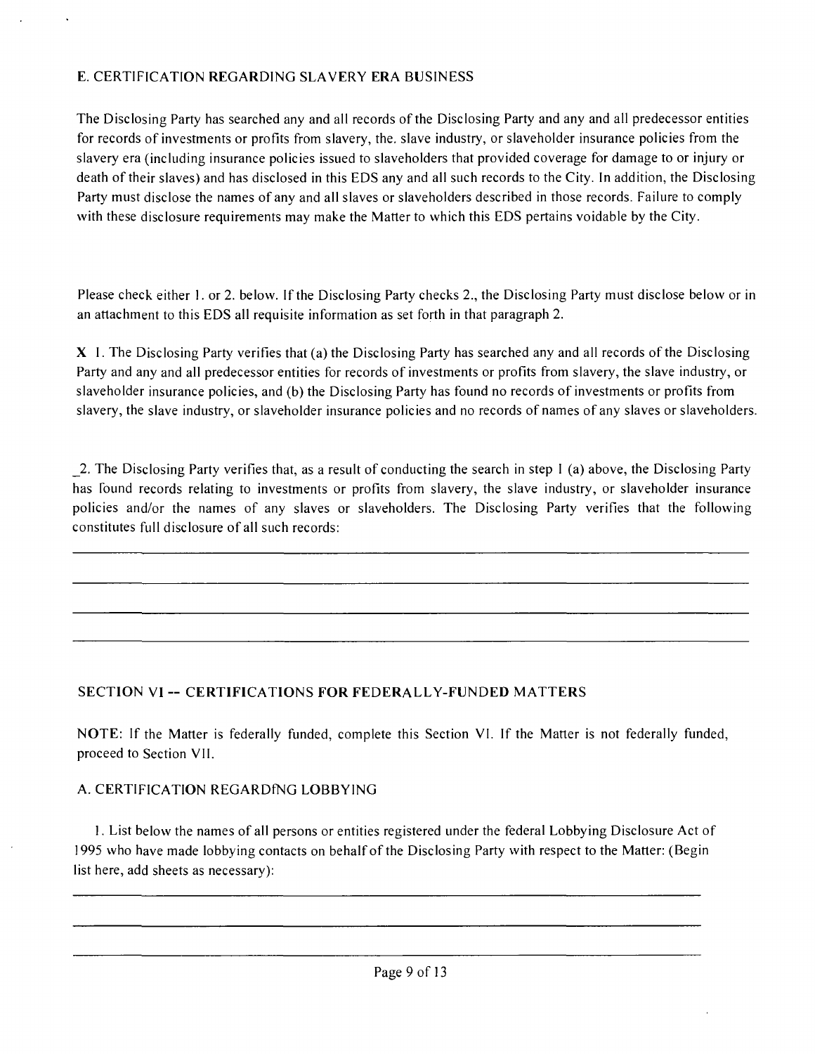### E. CERTIFICATION REGARDING SLAVERY ERA BUSINESS

The Disclosing Party has searched any and all records of the Disclosing Party and any and all predecessor entities for records of investments or profits from slavery, the. slave industry, or slaveholder insurance policies from the slavery era (including insurance policies issued to slaveholders that provided coverage for damage to or injury or death of their slaves) and has disclosed in this EDS any and all such records to the City. In addition, the Disclosing Party must disclose the names of any and all slaves or slaveholders described in those records. Failure to comply with these disclosure requirements may make the Matter to which this EDS pertains voidable by the City.

Please check either 1. or 2. below. If the Disclosing Party checks 2., the Disclosing Party must disclose below or in an attachment to this EDS all requisite information as set forth in that paragraph 2.

**X** 1. The Disclosing Party verifies that (a) the Disclosing Party has searched any and all records of the Disclosing Party and any and all predecessor entities for records of investments or profits from slavery, the slave industry, or slaveholder insurance policies, and (b) the Disclosing Party has found no records of investments or profits from slavery, the slave industry, or slaveholder insurance policies and no records of names of any slaves or slaveholders.

_2. The Disclosing Party verifies that, as a result of conducting the search in step 1 (a) above, the Disclosing Party has found records relating to investments or profits from slavery, the slave industry, or slaveholder insurance policies and/or the names of any slaves or slaveholders. The Disclosing Party verifies that the following constitutes full disclosure of all such records:

______________________________________________________________________________

______________________________________________________________________________

______________________________________________________________________________

______________________________________________________________________________

## SECTION VI -- CERTIFICATIONS FOR FEDERALLY-FUNDED MATTERS

**NOTE:** If the Matter is federally funded, complete this Section VI. If the Matter is not federally funded, proceed to Section VII.

### A. CERTIFICATION REGARDfNG LOBBYING

1. List below the names of all persons or entities registered under the federal Lobbying Disclosure Act of 1995 who have made lobbying contacts on behalf of the Disclosing Party with respect to the Matter: (Begin list here, add sheets as necessary):

______________________________________________________________________________

______________________________________________________________________________

______________________________________________________________________________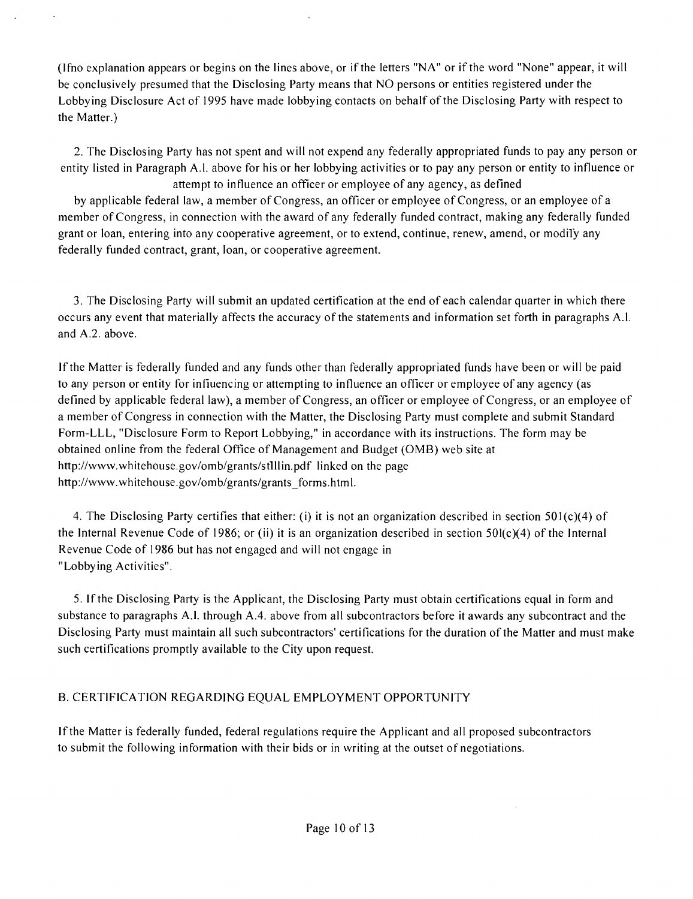(Ifno explanation appears or begins on the lines above, or if the letters "NA" or if the word "None" appear, it will be conclusively presumed that the Disclosing Party means that NO persons or entities registered under the Lobbying Disclosure Act of 1995 have made lobbying contacts on behalf of the Disclosing Party with respect to the Matter.)

2. The Disclosing Party has not spent and will not expend any federally appropriated funds to pay any person or entity listed in Paragraph A.l. above for his or her lobbying activities or to pay any person or entity to influence or attempt to influence an officer or employee of any agency, as defined by applicable federal law, a member of Congress, an officer or employee of Congress, or an employee of a member of Congress, in connection with the award of any federally funded contract, making any federally funded grant or loan, entering into any cooperative agreement, or to extend, continue, renew, amend, or modify any federally funded contract, grant, loan, or cooperative agreement.

3. The Disclosing Party will submit an updated certification at the end of each calendar quarter in which there occurs any event that materially affects the accuracy of the statements and information set forth in paragraphs A.l. and A.2. above.

If the Matter is federally funded and any funds other than federally appropriated funds have been or will be paid to any person or entity for influencing or attempting to influence an officer or employee of any agency (as defined by applicable federal law), a member of Congress, an officer or employee of Congress, or an employee of a member of Congress in connection with the Matter, the Disclosing Party must complete and submit Standard Form-LLL, "Disclosure Form to Report Lobbying," in accordance with its instructions. The form may be obtained online from the federal Office of Management and Budget (OMB) web site at http://www.whitehouse.gov/omb/grants/sflllin.pdf linked on the page http://www.whitehouse.gov/omb/grants/grants_forms.html.

4. The Disclosing Party certifies that either: (i) it is not an organization described in section 501(c)(4) of the Internal Revenue Code of 1986; or (ii) it is an organization described in section 501(c)(4) of the Internal Revenue Code of 1986 but has not engaged and will not engage in "Lobbying Activities".

5. If the Disclosing Party is the Applicant, the Disclosing Party must obtain certifications equal in form and substance to paragraphs A.l. through A.4. above from all subcontractors before it awards any subcontract and the Disclosing Party must maintain all such subcontractors' certifications for the duration of the Matter and must make such certifications promptly available to the City upon request.

## B. CERTIFICATION REGARDING EQUAL EMPLOYMENT OPPORTUNITY

If the Matter is federally funded, federal regulations require the Applicant and all proposed subcontractors to submit the following information with their bids or in writing at the outset of negotiations.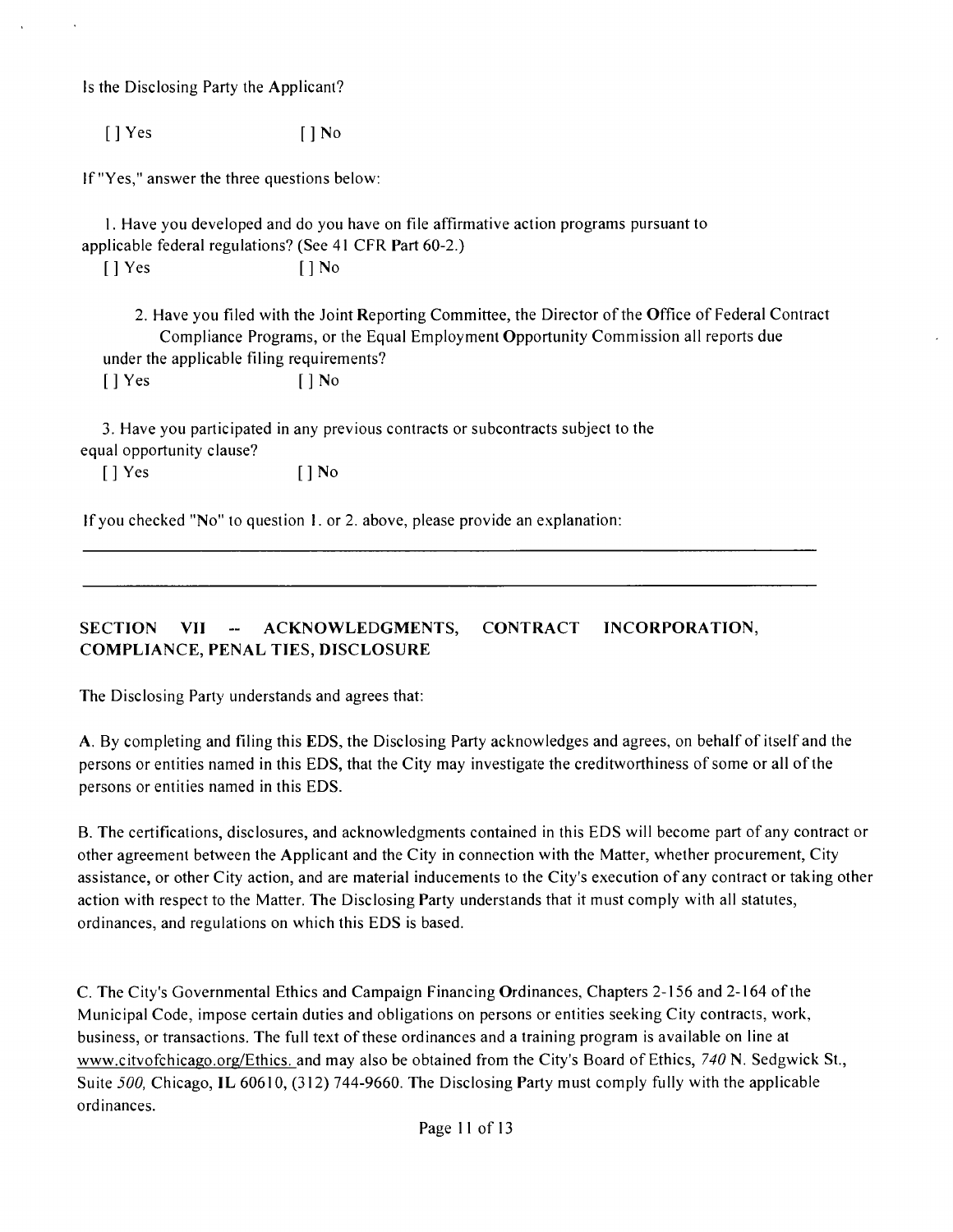Is the Disclosing Party the Applicant?

[ ] Yes [ ] No

If "Yes," answer the three questions below:

1. Have you developed and do you have on file affirmative action programs pursuant to applicable federal regulations? (See 41 CFR Part 60-2.)

[ ] Yes [ ] No

2. Have you filed with the Joint Reporting Committee, the Director of the Office of Federal Contract Compliance Programs, or the Equal Employment Opportunity Commission all reports due under the applicable filing requirements?

[ ] Yes [ ] No

3. Have you participated in any previous contracts or subcontracts subject to the equal opportunity clause?

[ ] Yes [ ] No

If you checked "No" to question 1. or 2. above, please provide an explanation:

___

___

## SECTION VII -- ACKNOWLEDGMENTS, CONTRACT INCORPORATION, COMPLIANCE, PENAL TIES, DISCLOSURE

The Disclosing Party understands and agrees that:

A. By completing and filing this EDS, the Disclosing Party acknowledges and agrees, on behalf of itself and the persons or entities named in this EDS, that the City may investigate the creditworthiness of some or all of the persons or entities named in this EDS.

B. The certifications, disclosures, and acknowledgments contained in this EDS will become part of any contract or other agreement between the Applicant and the City in connection with the Matter, whether procurement, City assistance, or other City action, and are material inducements to the City's execution of any contract or taking other action with respect to the Matter. The Disclosing Party understands that it must comply with all statutes, ordinances, and regulations on which this EDS is based.

C. The City's Governmental Ethics and Campaign Financing Ordinances, Chapters 2-156 and 2-164 of the Municipal Code, impose certain duties and obligations on persons or entities seeking City contracts, work, business, or transactions. The full text of these ordinances and a training program is available on line at www.citvofchicago.org/Ethics. and may also be obtained from the City's Board of Ethics, *740* N. Sedgwick St., Suite *500,* Chicago, IL 60610, (312) 744-9660. The Disclosing Party must comply fully with the applicable ordinances.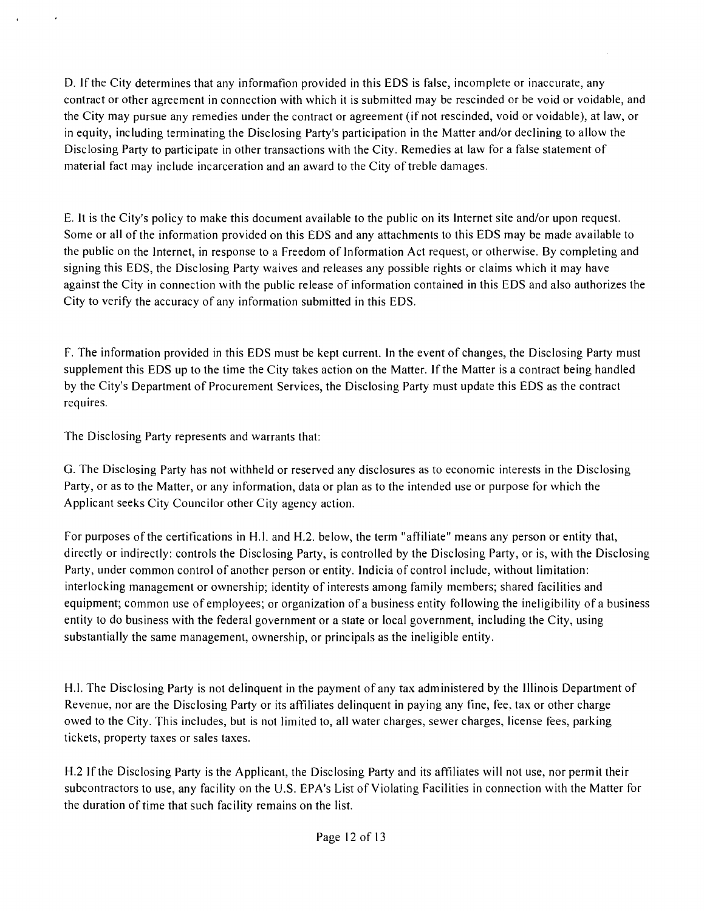D. If the City determines that any information provided in this EDS is false, incomplete or inaccurate, any contract or other agreement in connection with which it is submitted may be rescinded or be void or voidable, and the City may pursue any remedies under the contract or agreement (if not rescinded, void or voidable), at law, or in equity, including terminating the Disclosing Party's participation in the Matter and/or declining to allow the Disclosing Party to participate in other transactions with the City. Remedies at law for a false statement of material fact may include incarceration and an award to the City of treble damages.

E. It is the City's policy to make this document available to the public on its Internet site and/or upon request. Some or all of the information provided on this EDS and any attachments to this EDS may be made available to the public on the Internet, in response to a Freedom of Information Act request, or otherwise. By completing and signing this EDS, the Disclosing Party waives and releases any possible rights or claims which it may have against the City in connection with the public release of information contained in this EDS and also authorizes the City to verify the accuracy of any information submitted in this EDS.

F. The information provided in this EDS must be kept current. In the event of changes, the Disclosing Party must supplement this EDS up to the time the City takes action on the Matter. If the Matter is a contract being handled by the City's Department of Procurement Services, the Disclosing Party must update this EDS as the contract requires.

The Disclosing Party represents and warrants that:

G. The Disclosing Party has not withheld or reserved any disclosures as to economic interests in the Disclosing Party, or as to the Matter, or any information, data or plan as to the intended use or purpose for which the Applicant seeks City Councilor other City agency action.

For purposes of the certifications in H.1. and H.2. below, the term "affiliate" means any person or entity that, directly or indirectly: controls the Disclosing Party, is controlled by the Disclosing Party, or is, with the Disclosing Party, under common control of another person or entity. Indicia of control include, without limitation: interlocking management or ownership; identity of interests among family members; shared facilities and equipment; common use of employees; or organization of a business entity following the ineligibility of a business entity to do business with the federal government or a state or local government, including the City, using substantially the same management, ownership, or principals as the ineligible entity.

H.1. The Disclosing Party is not delinquent in the payment of any tax administered by the Illinois Department of Revenue, nor are the Disclosing Party or its affiliates delinquent in paying any fine, fee, tax or other charge owed to the City. This includes, but is not limited to, all water charges, sewer charges, license fees, parking tickets, property taxes or sales taxes.

H.2 If the Disclosing Party is the Applicant, the Disclosing Party and its affiliates will not use, nor permit their subcontractors to use, any facility on the U.S. EPA's List of Violating Facilities in connection with the Matter for the duration of time that such facility remains on the list.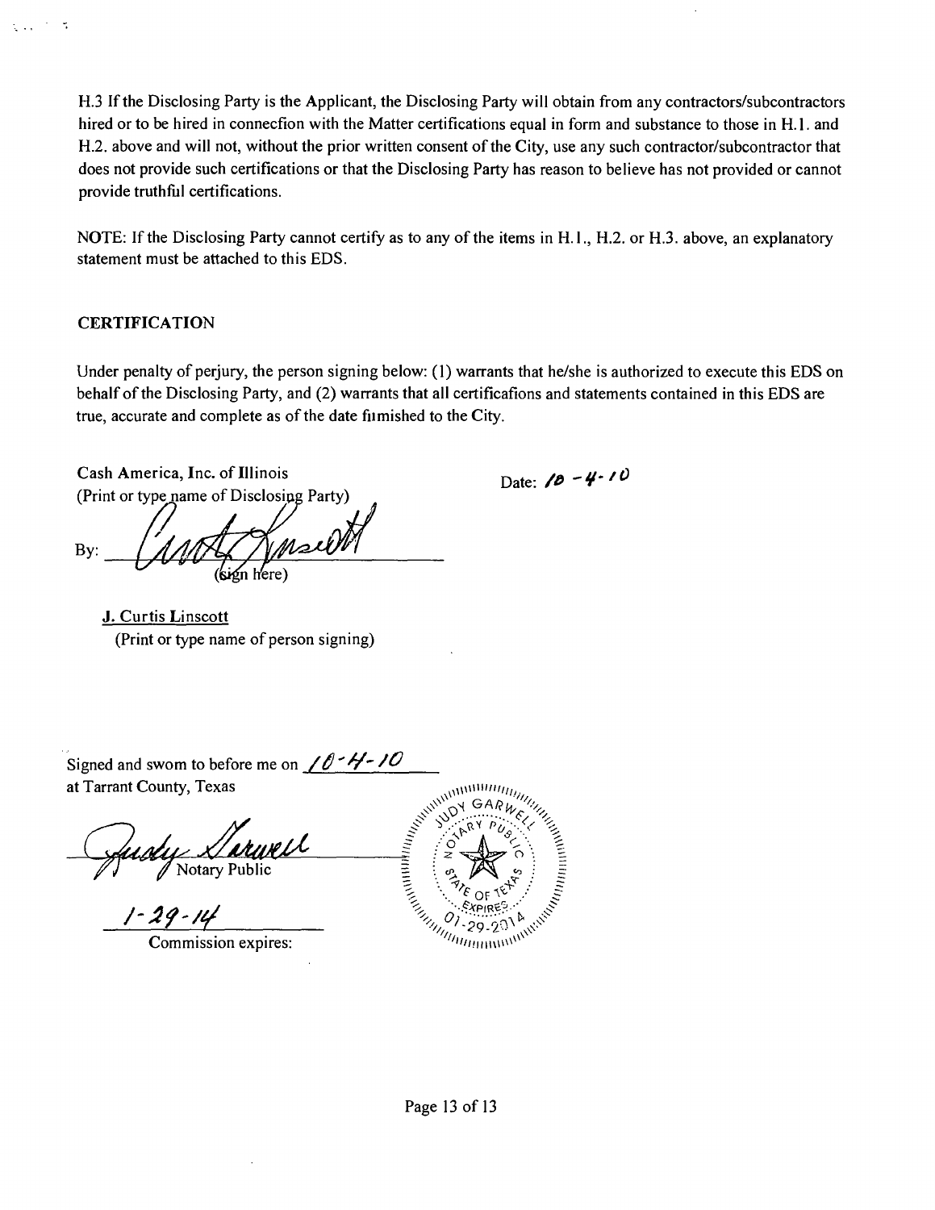H.3 If the Disclosing Party is the Applicant, the Disclosing Party will obtain from any contractors/subcontractors hired or to be hired in connecfion with the Matter certifications equal in form and substance to those in H.1. and H.2. above and will not, without the prior written consent of the City, use any such contractor/subcontractor that does not provide such certifications or that the Disclosing Party has reason to believe has not provided or cannot provide truthful certifications.

NOTE: If the Disclosing Party cannot certify as to any of the items in H.1., H.2. or H.3. above, an explanatory statement must be attached to this EDS.

## CERTIFICATION

Under penalty of perjury, the person signing below: (1) warrants that he/she is authorized to execute this EDS on behalf of the Disclosing Party, and (2) warrants that all certificafions and statements contained in this EDS are true, accurate and complete as of the date fumished to the City.

Cash America, Inc. of Illinois
(Print or type name of Disclosing Party)

Date: 10-4-10

By: ______________________
(sign here)

J. Curtis Linscott
(Print or type name of person signing)

Signed and swom to before me on 10-4-10
at Tarrant County, Texas

______________________
Notary Public

1-29-14
Commission expires:

JUDY GARWELL
NOTARY PUBLIC
STATE OF TEXAS
EXPIRES 01-29-2014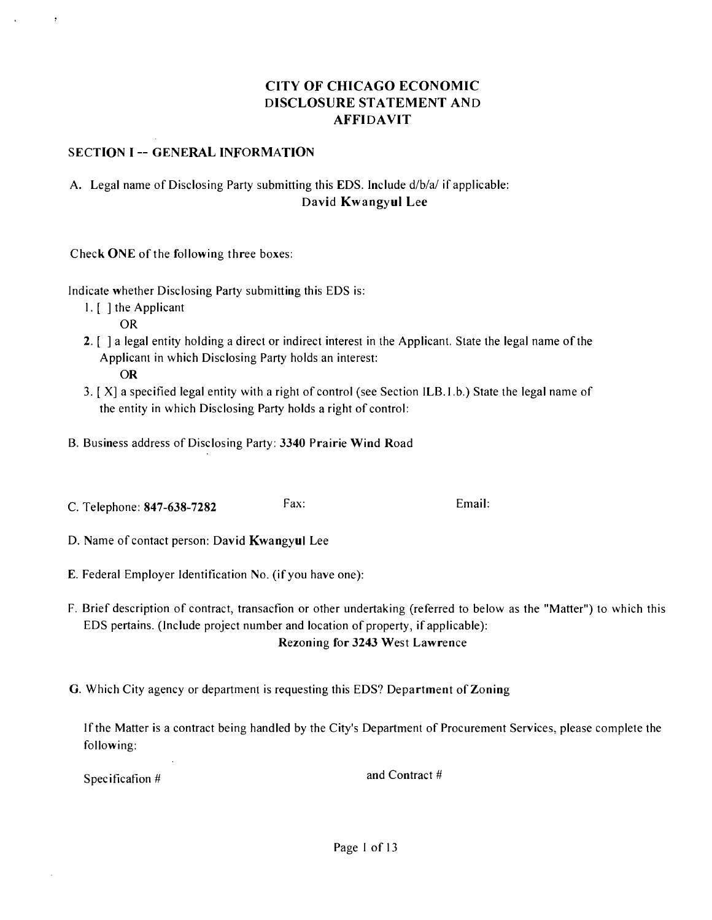# CITY OF CHICAGO ECONOMIC DISCLOSURE STATEMENT AND AFFIDAVIT

## SECTION I -- GENERAL INFORMATION

A. Legal name of Disclosing Party submitting this EDS. Include d/b/a/ if applicable:
**David Kwangyul Lee**

Check **ONE** of the following three boxes:

Indicate whether Disclosing Party submitting this EDS is:

1. [ ] the Applicant
   OR
2. [ ] a legal entity holding a direct or indirect interest in the Applicant. State the legal name of the Applicant in which Disclosing Party holds an interest:
   OR
3. [ X] a specified legal entity with a right of control (see Section II.B.1.b.) State the legal name of the entity in which Disclosing Party holds a right of control:

B. Business address of Disclosing Party: **3340 Prairie Wind Road**

C. Telephone: **847-638-7282** Fax: Email:

D. Name of contact person: David Kwangyul Lee

E. Federal Employer Identification No. (if you have one):

F. Brief description of contract, transaction or other undertaking (referred to below as the "Matter") to which this EDS pertains. (Include project number and location of property, if applicable):
**Rezoning for 3243 West Lawrence**

G. Which City agency or department is requesting this EDS? **Department of Zoning**

If the Matter is a contract being handled by the City's Department of Procurement Services, please complete the following:

Specification # and Contract #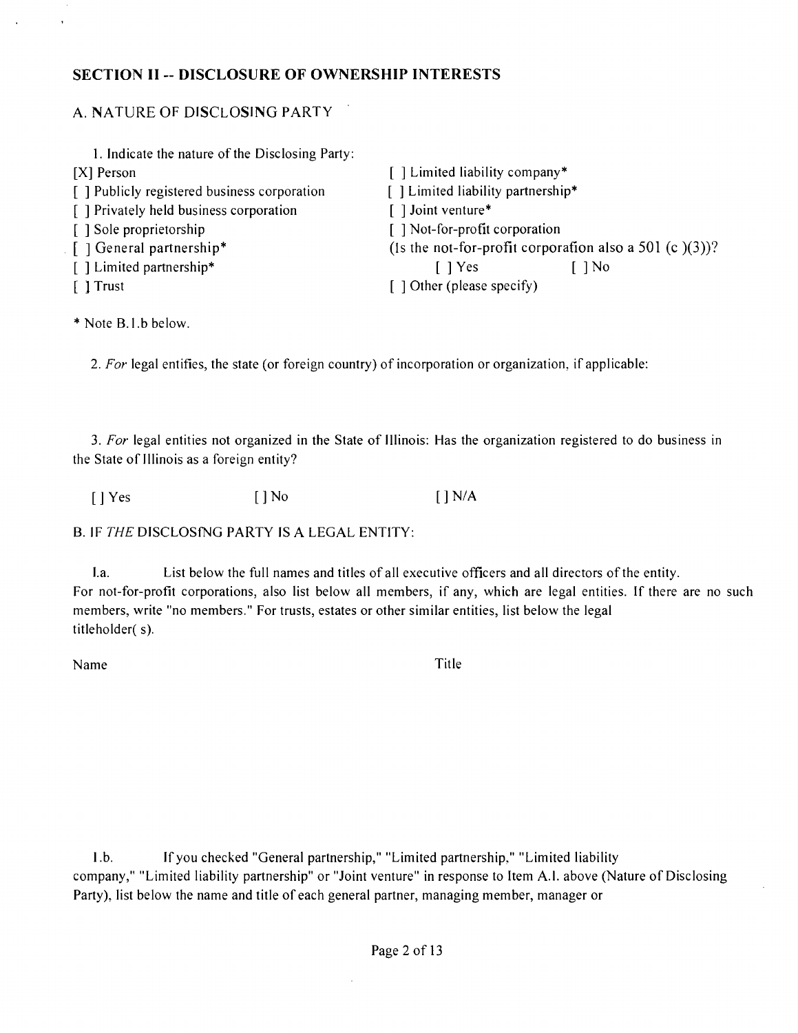## SECTION II -- DISCLOSURE OF OWNERSHIP INTERESTS

### A. NATURE OF DISCLOSING PARTY

1. Indicate the nature of the Disclosing Party:

[X] Person
[ ] Publicly registered business corporation
[ ] Privately held business corporation
[ ] Sole proprietorship
[ ] General partnership*
[ ] Limited partnership*
[ ] Trust
[ ] Limited liability company*
[ ] Limited liability partnership*
[ ] Joint venture*
[ ] Not-for-profit corporation
(Is the not-for-profit corporation also a 501 (c )(3))?
[ ] Yes [ ] No
[ ] Other (please specify)

* Note B.1.b below.

2. *For* legal entities, the state (or foreign country) of incorporation or organization, if applicable:

3. *For* legal entities not organized in the State of Illinois: Has the organization registered to do business in the State of Illinois as a foreign entity?

[ ] Yes [ ] No [ ] N/A

### B. IF *THE* DISCLOSfNG PARTY IS A LEGAL ENTITY:

1.a. List below the full names and titles of all executive officers and all directors of the entity. For not-for-profit corporations, also list below all members, if any, which are legal entities. If there are no such members, write "no members." For trusts, estates or other similar entities, list below the legal titleholder( s).

Name Title

1.b. If you checked "General partnership," "Limited partnership," "Limited liability company," "Limited liability partnership" or "Joint venture" in response to Item A.1. above (Nature of Disclosing Party), list below the name and title of each general partner, managing member, manager or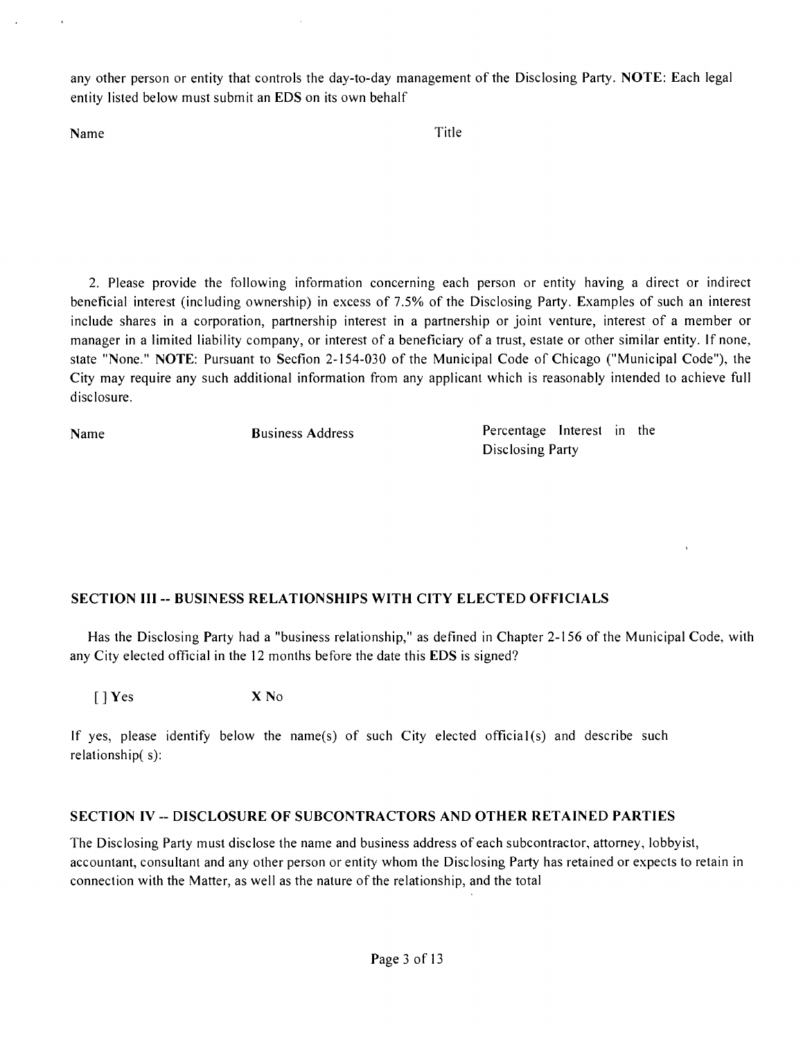any other person or entity that controls the day-to-day management of the Disclosing Party. **NOTE**: Each legal entity listed below must submit an EDS on its own behalf

| Name | Title |
| --- | --- |
| | |

2. Please provide the following information concerning each person or entity having a direct or indirect beneficial interest (including ownership) in excess of 7.5% of the Disclosing Party. Examples of such an interest include shares in a corporation, partnership interest in a partnership or joint venture, interest of a member or manager in a limited liability company, or interest of a beneficiary of a trust, estate or other similar entity. If none, state "None." **NOTE**: Pursuant to Secfion 2-154-030 of the Municipal Code of Chicago ("Municipal Code"), the City may require any such additional information from any applicant which is reasonably intended to achieve full disclosure.

| Name | Business Address | Percentage Interest in the Disclosing Party |
| --- | --- | --- |
| | | |

## SECTION III -- BUSINESS RELATIONSHIPS WITH CITY ELECTED OFFICIALS

Has the Disclosing Party had a "business relationship," as defined in Chapter 2-156 of the Municipal Code, with any City elected official in the 12 months before the date this EDS is signed?

[ ] Yes X No

If yes, please identify below the name(s) of such City elected official(s) and describe such relationship( s):

## SECTION IV -- DISCLOSURE OF SUBCONTRACTORS AND OTHER RETAINED PARTIES

The Disclosing Party must disclose the name and business address of each subcontractor, attorney, lobbyist, accountant, consultant and any other person or entity whom the Disclosing Party has retained or expects to retain in connection with the Matter, as well as the nature of the relationship, and the total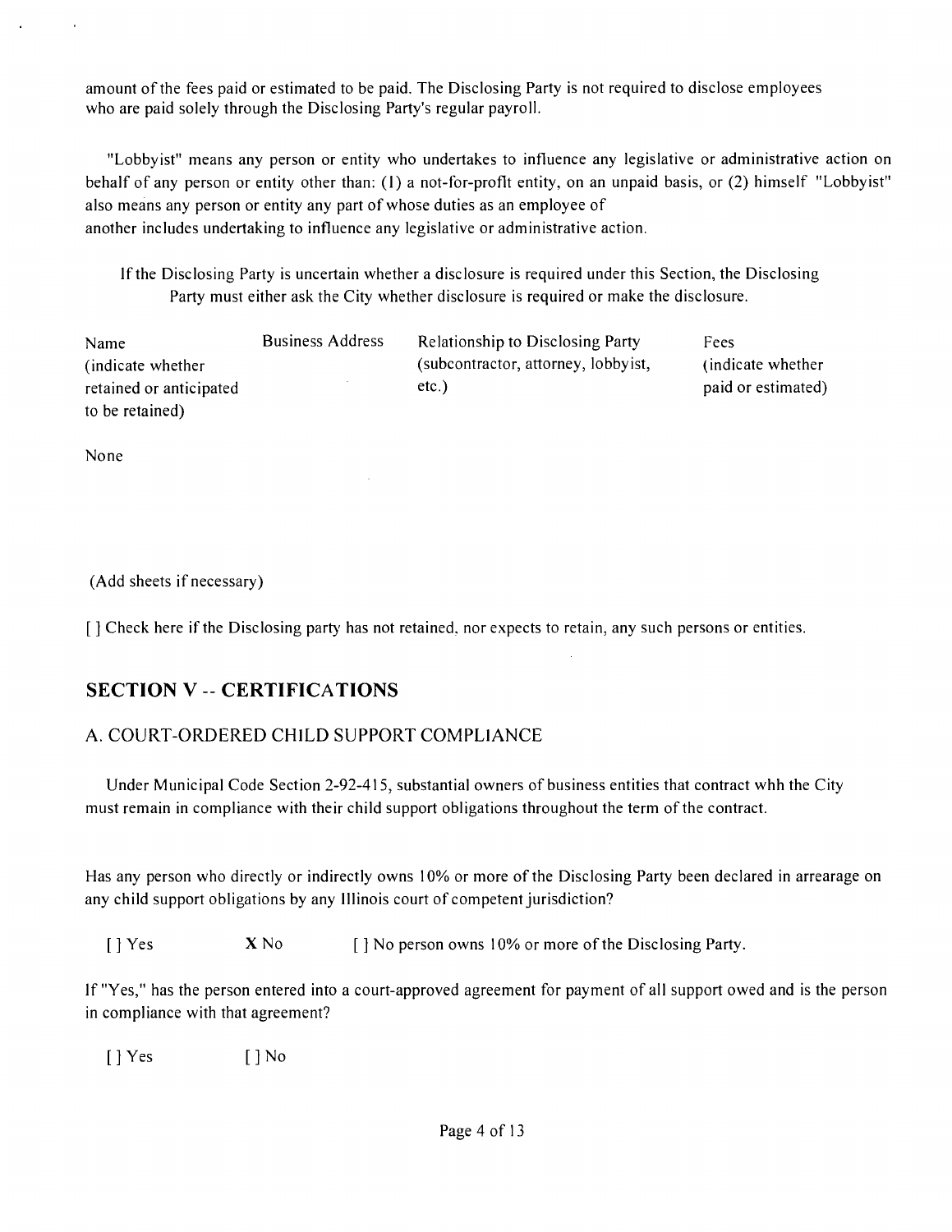amount of the fees paid or estimated to be paid. The Disclosing Party is not required to disclose employees who are paid solely through the Disclosing Party's regular payroll.

"Lobbyist" means any person or entity who undertakes to influence any legislative or administrative action on behalf of any person or entity other than: (1) a not-for-profit entity, on an unpaid basis, or (2) himself "Lobbyist" also means any person or entity any part of whose duties as an employee of another includes undertaking to influence any legislative or administrative action.

If the Disclosing Party is uncertain whether a disclosure is required under this Section, the Disclosing Party must either ask the City whether disclosure is required or make the disclosure.

| Name (indicate whether retained or anticipated to be retained) | Business Address | Relationship to Disclosing Party (subcontractor, attorney, lobbyist, etc.) | Fees (indicate whether paid or estimated) |
|---|---|---|---|
| None | | | |

(Add sheets if necessary)

[ ] Check here if the Disclosing party has not retained, nor expects to retain, any such persons or entities.

## SECTION V -- CERTIFICATIONS

### A. COURT-ORDERED CHILD SUPPORT COMPLIANCE

Under Municipal Code Section 2-92-415, substantial owners of business entities that contract whh the City must remain in compliance with their child support obligations throughout the term of the contract.

Has any person who directly or indirectly owns 10% or more of the Disclosing Party been declared in arrearage on any child support obligations by any Illinois court of competent jurisdiction?

[ ] Yes **X** No [ ] No person owns 10% or more of the Disclosing Party.

If "Yes," has the person entered into a court-approved agreement for payment of all support owed and is the person in compliance with that agreement?

[ ] Yes [ ] No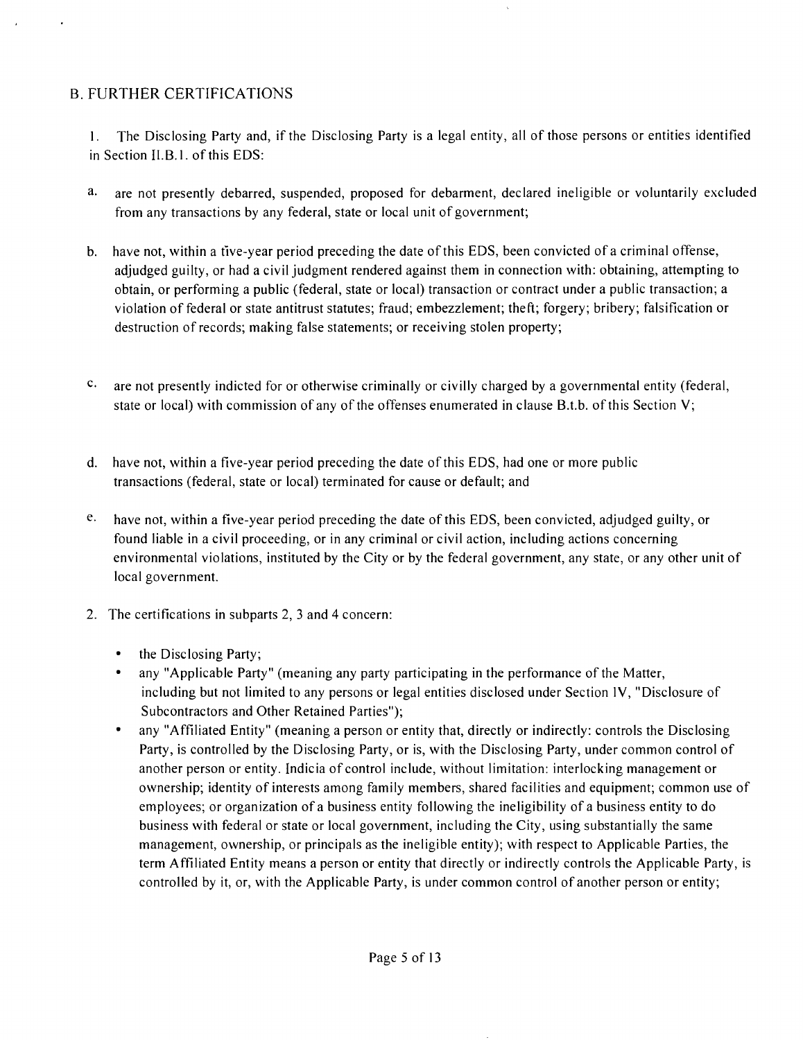## B. FURTHER CERTIFICATIONS

1. The Disclosing Party and, if the Disclosing Party is a legal entity, all of those persons or entities identified in Section II.B.1. of this EDS:

a. are not presently debarred, suspended, proposed for debarment, declared ineligible or voluntarily excluded from any transactions by any federal, state or local unit of government;

b. have not, within a five-year period preceding the date of this EDS, been convicted of a criminal offense, adjudged guilty, or had a civil judgment rendered against them in connection with: obtaining, attempting to obtain, or performing a public (federal, state or local) transaction or contract under a public transaction; a violation of federal or state antitrust statutes; fraud; embezzlement; theft; forgery; bribery; falsification or destruction of records; making false statements; or receiving stolen property;

c. are not presently indicted for or otherwise criminally or civilly charged by a governmental entity (federal, state or local) with commission of any of the offenses enumerated in clause B.t.b. of this Section V;

d. have not, within a five-year period preceding the date of this EDS, had one or more public transactions (federal, state or local) terminated for cause or default; and

e. have not, within a five-year period preceding the date of this EDS, been convicted, adjudged guilty, or found liable in a civil proceeding, or in any criminal or civil action, including actions concerning environmental violations, instituted by the City or by the federal government, any state, or any other unit of local government.

2. The certifications in subparts 2, 3 and 4 concern:

- the Disclosing Party;
- any "Applicable Party" (meaning any party participating in the performance of the Matter, including but not limited to any persons or legal entities disclosed under Section IV, "Disclosure of Subcontractors and Other Retained Parties");
- any "Affiliated Entity" (meaning a person or entity that, directly or indirectly: controls the Disclosing Party, is controlled by the Disclosing Party, or is, with the Disclosing Party, under common control of another person or entity. Indicia of control include, without limitation: interlocking management or ownership; identity of interests among family members, shared facilities and equipment; common use of employees; or organization of a business entity following the ineligibility of a business entity to do business with federal or state or local government, including the City, using substantially the same management, ownership, or principals as the ineligible entity); with respect to Applicable Parties, the term Affiliated Entity means a person or entity that directly or indirectly controls the Applicable Party, is controlled by it, or, with the Applicable Party, is under common control of another person or entity;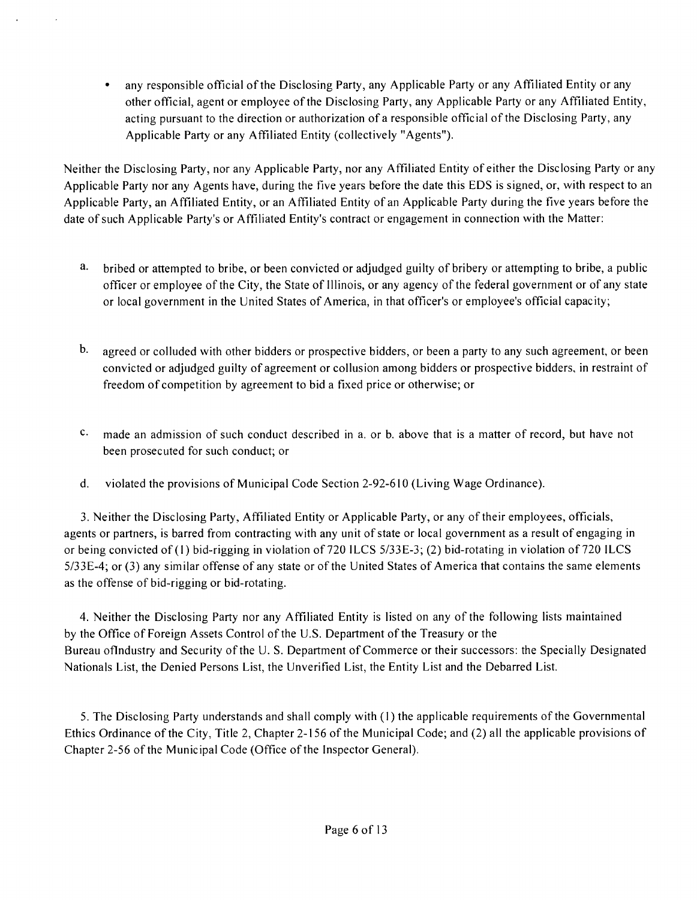- any responsible official of the Disclosing Party, any Applicable Party or any Affiliated Entity or any other official, agent or employee of the Disclosing Party, any Applicable Party or any Affiliated Entity, acting pursuant to the direction or authorization of a responsible official of the Disclosing Party, any Applicable Party or any Affiliated Entity (collectively "Agents").

Neither the Disclosing Party, nor any Applicable Party, nor any Affiliated Entity of either the Disclosing Party or any Applicable Party nor any Agents have, during the five years before the date this EDS is signed, or, with respect to an Applicable Party, an Affiliated Entity, or an Affiliated Entity of an Applicable Party during the five years before the date of such Applicable Party's or Affiliated Entity's contract or engagement in connection with the Matter:

a. bribed or attempted to bribe, or been convicted or adjudged guilty of bribery or attempting to bribe, a public officer or employee of the City, the State of Illinois, or any agency of the federal government or of any state or local government in the United States of America, in that officer's or employee's official capacity;

b. agreed or colluded with other bidders or prospective bidders, or been a party to any such agreement, or been convicted or adjudged guilty of agreement or collusion among bidders or prospective bidders, in restraint of freedom of competition by agreement to bid a fixed price or otherwise; or

c. made an admission of such conduct described in a. or b. above that is a matter of record, but have not been prosecuted for such conduct; or

d. violated the provisions of Municipal Code Section 2-92-610 (Living Wage Ordinance).

3. Neither the Disclosing Party, Affiliated Entity or Applicable Party, or any of their employees, officials, agents or partners, is barred from contracting with any unit of state or local government as a result of engaging in or being convicted of (1) bid-rigging in violation of 720 ILCS 5/33E-3; (2) bid-rotating in violation of 720 ILCS 5/33E-4; or (3) any similar offense of any state or of the United States of America that contains the same elements as the offense of bid-rigging or bid-rotating.

4. Neither the Disclosing Party nor any Affiliated Entity is listed on any of the following lists maintained by the Office of Foreign Assets Control of the U.S. Department of the Treasury or the Bureau oflndustry and Security of the U. S. Department of Commerce or their successors: the Specially Designated Nationals List, the Denied Persons List, the Unverified List, the Entity List and the Debarred List.

5. The Disclosing Party understands and shall comply with (1) the applicable requirements of the Governmental Ethics Ordinance of the City, Title 2, Chapter 2-156 of the Municipal Code; and (2) all the applicable provisions of Chapter 2-56 of the Municipal Code (Office of the Inspector General).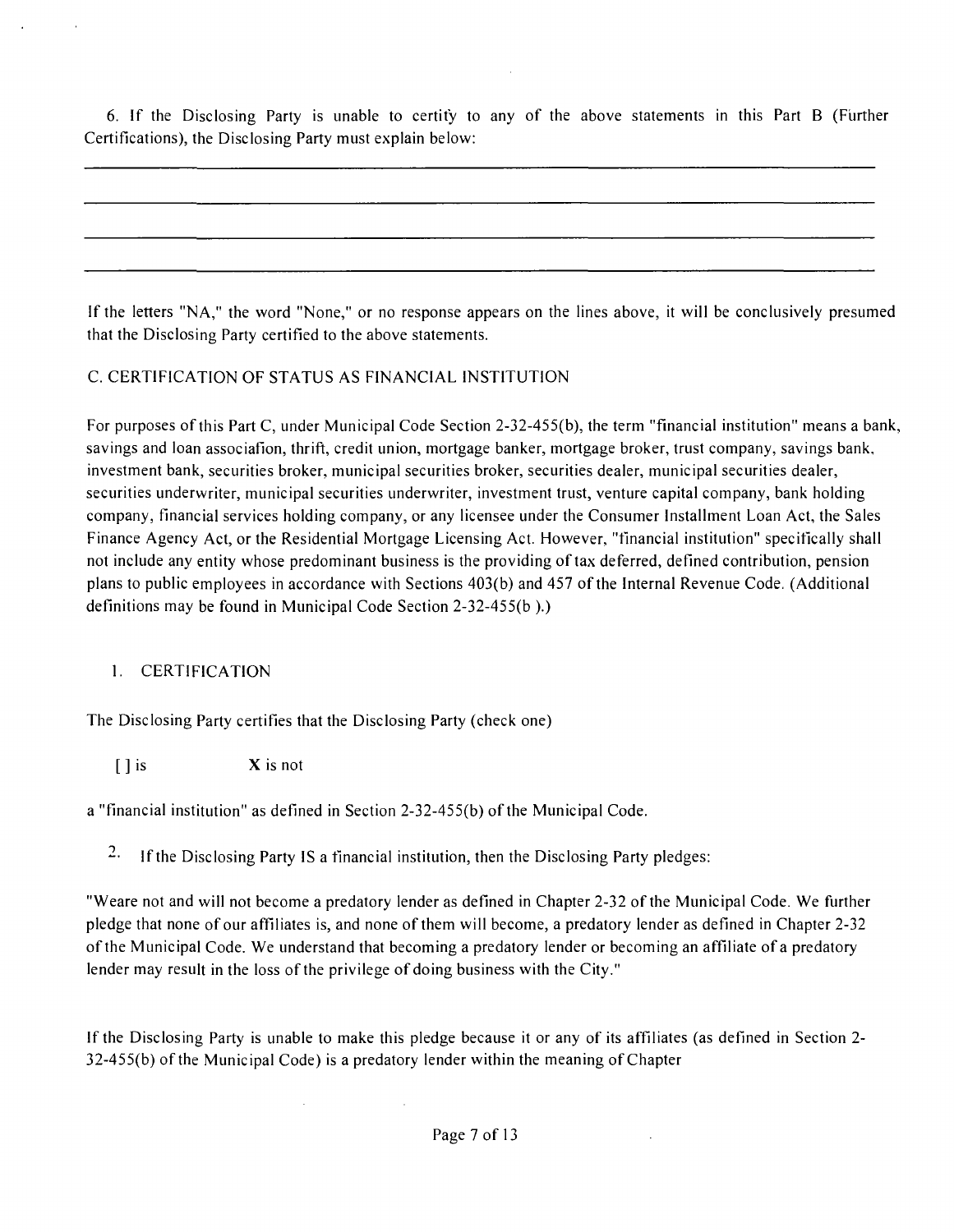6. If the Disclosing Party is unable to certify to any of the above statements in this Part B (Further Certifications), the Disclosing Party must explain below:

\_\_\_\_\_\_\_\_\_\_\_\_\_\_\_\_\_\_\_\_\_\_\_\_\_\_\_\_\_\_\_\_\_\_\_\_\_\_\_\_\_\_\_\_\_\_\_\_\_\_\_\_\_\_\_\_\_\_\_\_\_\_\_\_\_\_\_\_\_\_\_\_\_\_\_\_

\_\_\_\_\_\_\_\_\_\_\_\_\_\_\_\_\_\_\_\_\_\_\_\_\_\_\_\_\_\_\_\_\_\_\_\_\_\_\_\_\_\_\_\_\_\_\_\_\_\_\_\_\_\_\_\_\_\_\_\_\_\_\_\_\_\_\_\_\_\_\_\_\_\_\_\_

\_\_\_\_\_\_\_\_\_\_\_\_\_\_\_\_\_\_\_\_\_\_\_\_\_\_\_\_\_\_\_\_\_\_\_\_\_\_\_\_\_\_\_\_\_\_\_\_\_\_\_\_\_\_\_\_\_\_\_\_\_\_\_\_\_\_\_\_\_\_\_\_\_\_\_\_

\_\_\_\_\_\_\_\_\_\_\_\_\_\_\_\_\_\_\_\_\_\_\_\_\_\_\_\_\_\_\_\_\_\_\_\_\_\_\_\_\_\_\_\_\_\_\_\_\_\_\_\_\_\_\_\_\_\_\_\_\_\_\_\_\_\_\_\_\_\_\_\_\_\_\_\_

If the letters "NA," the word "None," or no response appears on the lines above, it will be conclusively presumed that the Disclosing Party certified to the above statements.

C. CERTIFICATION OF STATUS AS FINANCIAL INSTITUTION

For purposes of this Part C, under Municipal Code Section 2-32-455(b), the term "financial institution" means a bank, savings and loan association, thrift, credit union, mortgage banker, mortgage broker, trust company, savings bank, investment bank, securities broker, municipal securities broker, securities dealer, municipal securities dealer, securities underwriter, municipal securities underwriter, investment trust, venture capital company, bank holding company, financial services holding company, or any licensee under the Consumer Installment Loan Act, the Sales Finance Agency Act, or the Residential Mortgage Licensing Act. However, "financial institution" specifically shall not include any entity whose predominant business is the providing of tax deferred, defined contribution, pension plans to public employees in accordance with Sections 403(b) and 457 of the Internal Revenue Code. (Additional definitions may be found in Municipal Code Section 2-32-455(b ).)

1. CERTIFICATION

The Disclosing Party certifies that the Disclosing Party (check one)

[ ] is X is not

a "financial institution" as defined in Section 2-32-455(b) of the Municipal Code.

2. If the Disclosing Party IS a financial institution, then the Disclosing Party pledges:

"Weare not and will not become a predatory lender as defined in Chapter 2-32 of the Municipal Code. We further pledge that none of our affiliates is, and none of them will become, a predatory lender as defined in Chapter 2-32 of the Municipal Code. We understand that becoming a predatory lender or becoming an affiliate of a predatory lender may result in the loss of the privilege of doing business with the City."

If the Disclosing Party is unable to make this pledge because it or any of its affiliates (as defined in Section 2-32-455(b) of the Municipal Code) is a predatory lender within the meaning of Chapter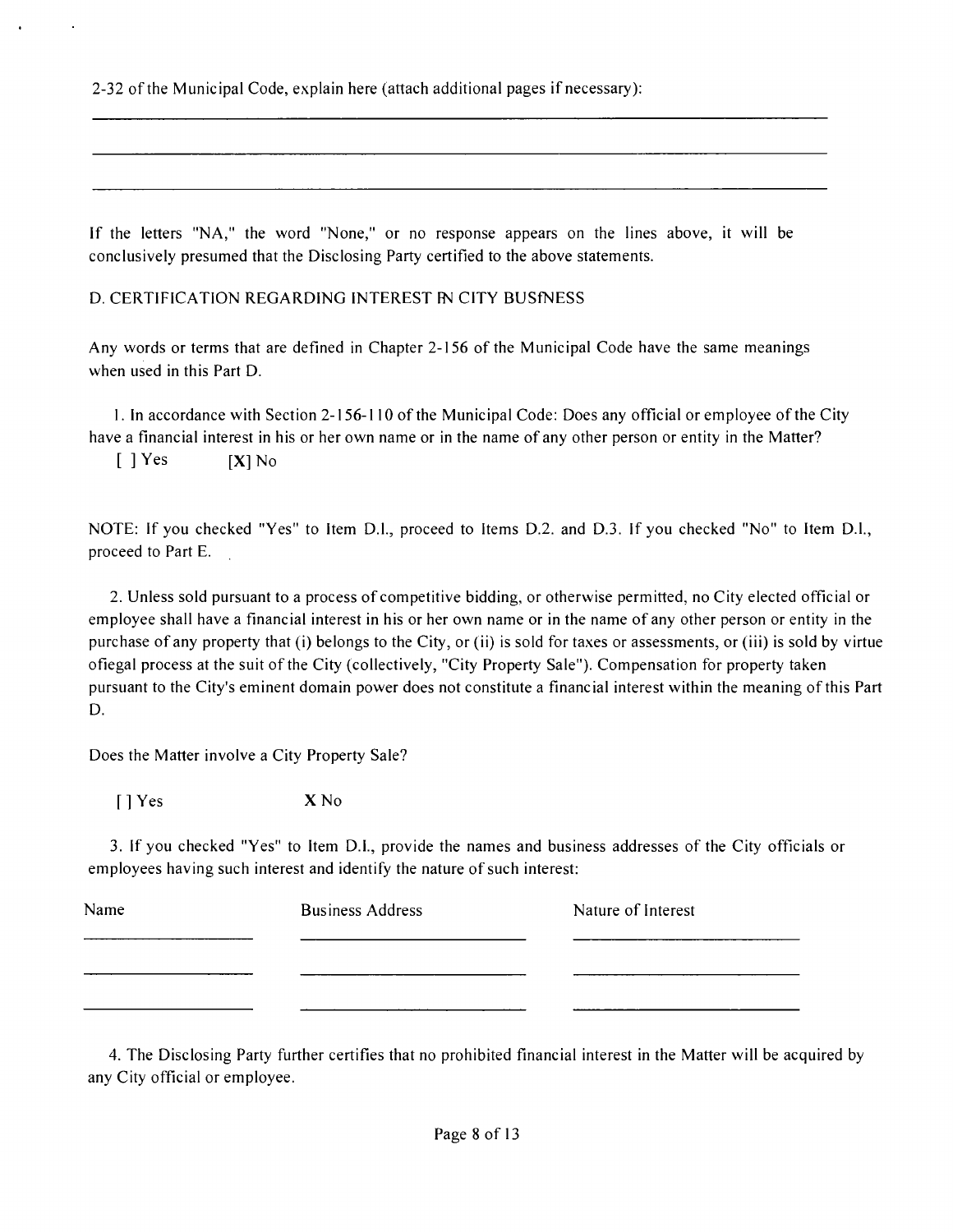2-32 of the Municipal Code, explain here (attach additional pages if necessary):

___

___

___

If the letters "NA," the word "None," or no response appears on the lines above, it will be conclusively presumed that the Disclosing Party certified to the above statements.

D. CERTIFICATION REGARDING INTEREST IN CITY BUSINESS

Any words or terms that are defined in Chapter 2-156 of the Municipal Code have the same meanings when used in this Part D.

1. In accordance with Section 2-156-110 of the Municipal Code: Does any official or employee of the City have a financial interest in his or her own name or in the name of any other person or entity in the Matter?

[ ] Yes [X] No

NOTE: If you checked "Yes" to Item D.1., proceed to Items D.2. and D.3. If you checked "No" to Item D.1., proceed to Part E.

2. Unless sold pursuant to a process of competitive bidding, or otherwise permitted, no City elected official or employee shall have a financial interest in his or her own name or in the name of any other person or entity in the purchase of any property that (i) belongs to the City, or (ii) is sold for taxes or assessments, or (iii) is sold by virtue ofiegal process at the suit of the City (collectively, "City Property Sale"). Compensation for property taken pursuant to the City's eminent domain power does not constitute a financial interest within the meaning of this Part D.

Does the Matter involve a City Property Sale?

[ ] Yes X No

3. If you checked "Yes" to Item D.1., provide the names and business addresses of the City officials or employees having such interest and identify the nature of such interest:

| Name | Business Address | Nature of Interest |
|---|---|---|
| | | |
| | | |
| | | |

4. The Disclosing Party further certifies that no prohibited financial interest in the Matter will be acquired by any City official or employee.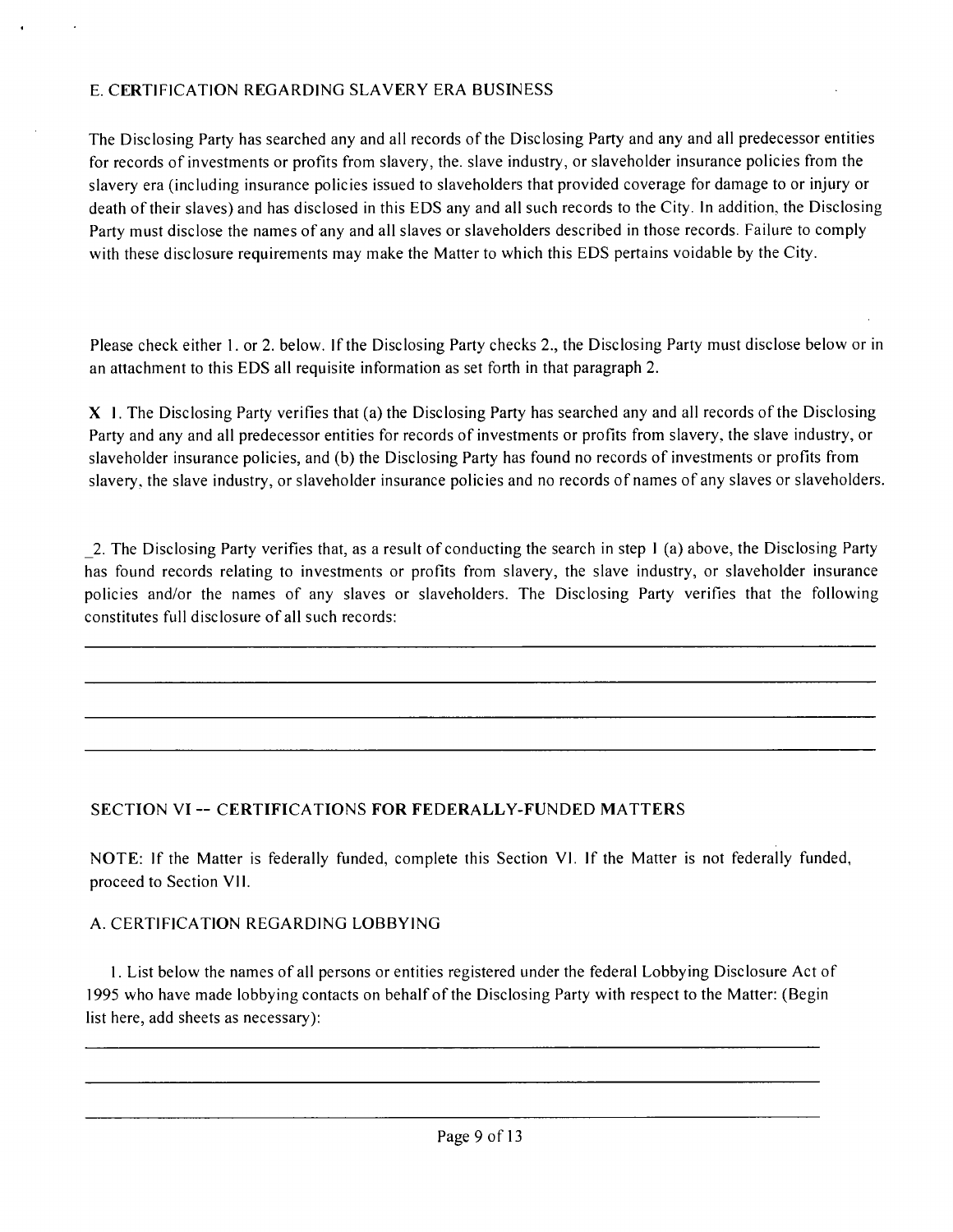### E. CERTIFICATION REGARDING SLAVERY ERA BUSINESS

The Disclosing Party has searched any and all records of the Disclosing Party and any and all predecessor entities for records of investments or profits from slavery, the. slave industry, or slaveholder insurance policies from the slavery era (including insurance policies issued to slaveholders that provided coverage for damage to or injury or death of their slaves) and has disclosed in this EDS any and all such records to the City. In addition, the Disclosing Party must disclose the names of any and all slaves or slaveholders described in those records. Failure to comply with these disclosure requirements may make the Matter to which this EDS pertains voidable by the City.

Please check either 1. or 2. below. If the Disclosing Party checks 2., the Disclosing Party must disclose below or in an attachment to this EDS all requisite information as set forth in that paragraph 2.

X 1. The Disclosing Party verifies that (a) the Disclosing Party has searched any and all records of the Disclosing Party and any and all predecessor entities for records of investments or profits from slavery, the slave industry, or slaveholder insurance policies, and (b) the Disclosing Party has found no records of investments or profits from slavery, the slave industry, or slaveholder insurance policies and no records of names of any slaves or slaveholders.

_2. The Disclosing Party verifies that, as a result of conducting the search in step 1 (a) above, the Disclosing Party has found records relating to investments or profits from slavery, the slave industry, or slaveholder insurance policies and/or the names of any slaves or slaveholders. The Disclosing Party verifies that the following constitutes full disclosure of all such records:

________________________________________________________________________________

________________________________________________________________________________

________________________________________________________________________________

________________________________________________________________________________

## SECTION VI -- CERTIFICATIONS FOR FEDERALLY-FUNDED MATTERS

NOTE: If the Matter is federally funded, complete this Section VI. If the Matter is not federally funded, proceed to Section VII.

### A. CERTIFICATION REGARDING LOBBYING

1. List below the names of all persons or entities registered under the federal Lobbying Disclosure Act of 1995 who have made lobbying contacts on behalf of the Disclosing Party with respect to the Matter: (Begin list here, add sheets as necessary):

________________________________________________________________________________

________________________________________________________________________________

________________________________________________________________________________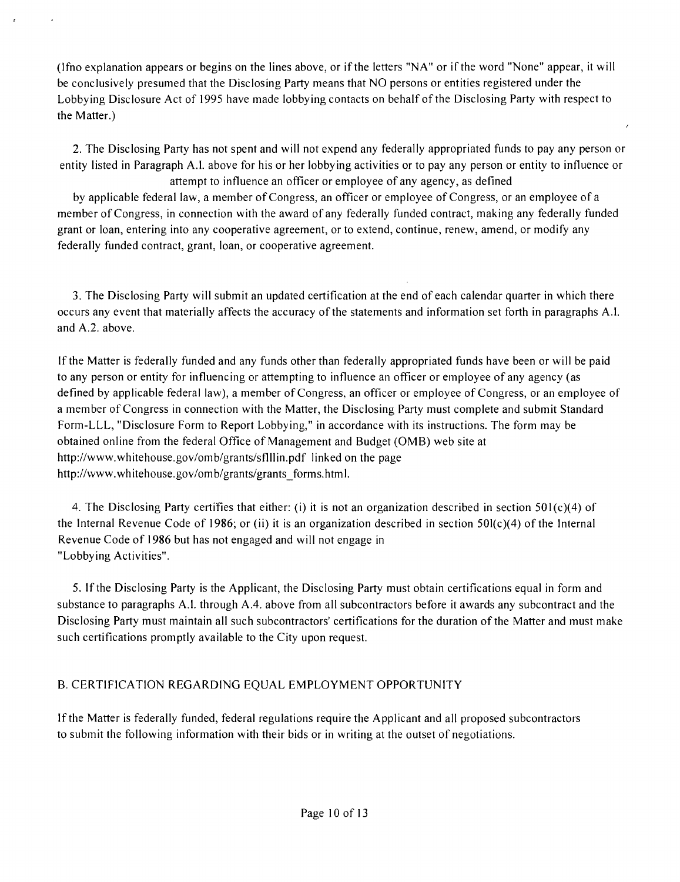(If no explanation appears or begins on the lines above, or if the letters "NA" or if the word "None" appear, it will be conclusively presumed that the Disclosing Party means that NO persons or entities registered under the Lobbying Disclosure Act of 1995 have made lobbying contacts on behalf of the Disclosing Party with respect to the Matter.)

2. The Disclosing Party has not spent and will not expend any federally appropriated funds to pay any person or entity listed in Paragraph A.l. above for his or her lobbying activities or to pay any person or entity to influence or attempt to influence an officer or employee of any agency, as defined by applicable federal law, a member of Congress, an officer or employee of Congress, or an employee of a member of Congress, in connection with the award of any federally funded contract, making any federally funded grant or loan, entering into any cooperative agreement, or to extend, continue, renew, amend, or modify any federally funded contract, grant, loan, or cooperative agreement.

3. The Disclosing Party will submit an updated certification at the end of each calendar quarter in which there occurs any event that materially affects the accuracy of the statements and information set forth in paragraphs A.l. and A.2. above.

If the Matter is federally funded and any funds other than federally appropriated funds have been or will be paid to any person or entity for influencing or attempting to influence an officer or employee of any agency (as defined by applicable federal law), a member of Congress, an officer or employee of Congress, or an employee of a member of Congress in connection with the Matter, the Disclosing Party must complete and submit Standard Form-LLL, "Disclosure Form to Report Lobbying," in accordance with its instructions. The form may be obtained online from the federal Office of Management and Budget (OMB) web site at http://www.whitehouse.gov/omb/grants/sflllin.pdf linked on the page http://www.whitehouse.gov/omb/grants/grants_forms.html.

4. The Disclosing Party certifies that either: (i) it is not an organization described in section 501(c)(4) of the Internal Revenue Code of 1986; or (ii) it is an organization described in section 501(c)(4) of the Internal Revenue Code of 1986 but has not engaged and will not engage in "Lobbying Activities".

5. If the Disclosing Party is the Applicant, the Disclosing Party must obtain certifications equal in form and substance to paragraphs A.l. through A.4. above from all subcontractors before it awards any subcontract and the Disclosing Party must maintain all such subcontractors' certifications for the duration of the Matter and must make such certifications promptly available to the City upon request.

## B. CERTIFICATION REGARDING EQUAL EMPLOYMENT OPPORTUNITY

If the Matter is federally funded, federal regulations require the Applicant and all proposed subcontractors to submit the following information with their bids or in writing at the outset of negotiations.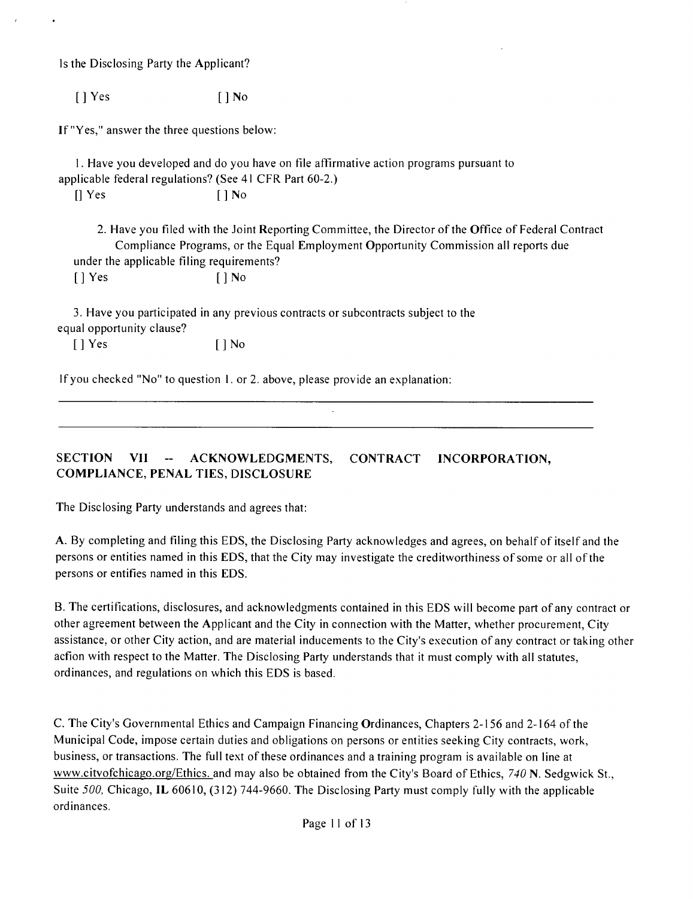Is the Disclosing Party the Applicant?

[ ] Yes [ ] No

If "Yes," answer the three questions below:

1. Have you developed and do you have on file affirmative action programs pursuant to applicable federal regulations? (See 41 CFR Part 60-2.)

[] Yes [ ] No

2. Have you filed with the Joint Reporting Committee, the Director of the Office of Federal Contract Compliance Programs, or the Equal Employment Opportunity Commission all reports due under the applicable filing requirements?

[ ] Yes [ ] No

3. Have you participated in any previous contracts or subcontracts subject to the equal opportunity clause?

[ ] Yes [ ] No

If you checked "No" to question 1. or 2. above, please provide an explanation:

______________________________________________________________________________

______________________________________________________________________________

## SECTION VII -- ACKNOWLEDGMENTS, CONTRACT INCORPORATION, COMPLIANCE, PENAL TIES, DISCLOSURE

The Disclosing Party understands and agrees that:

A. By completing and filing this EDS, the Disclosing Party acknowledges and agrees, on behalf of itself and the persons or entities named in this EDS, that the City may investigate the creditworthiness of some or all of the persons or entifies named in this EDS.

B. The certifications, disclosures, and acknowledgments contained in this EDS will become part of any contract or other agreement between the Applicant and the City in connection with the Matter, whether procurement, City assistance, or other City action, and are material inducements to the City's execution of any contract or taking other acfion with respect to the Matter. The Disclosing Party understands that it must comply with all statutes, ordinances, and regulations on which this EDS is based.

C. The City's Governmental Ethics and Campaign Financing Ordinances, Chapters 2-156 and 2-164 of the Municipal Code, impose certain duties and obligations on persons or entities seeking City contracts, work, business, or transactions. The full text of these ordinances and a training program is available on line at www.citvofchicago.org/Ethics. and may also be obtained from the City's Board of Ethics, 740 N. Sedgwick St., Suite 500, Chicago, IL 60610, (312) 744-9660. The Disclosing Party must comply fully with the applicable ordinances.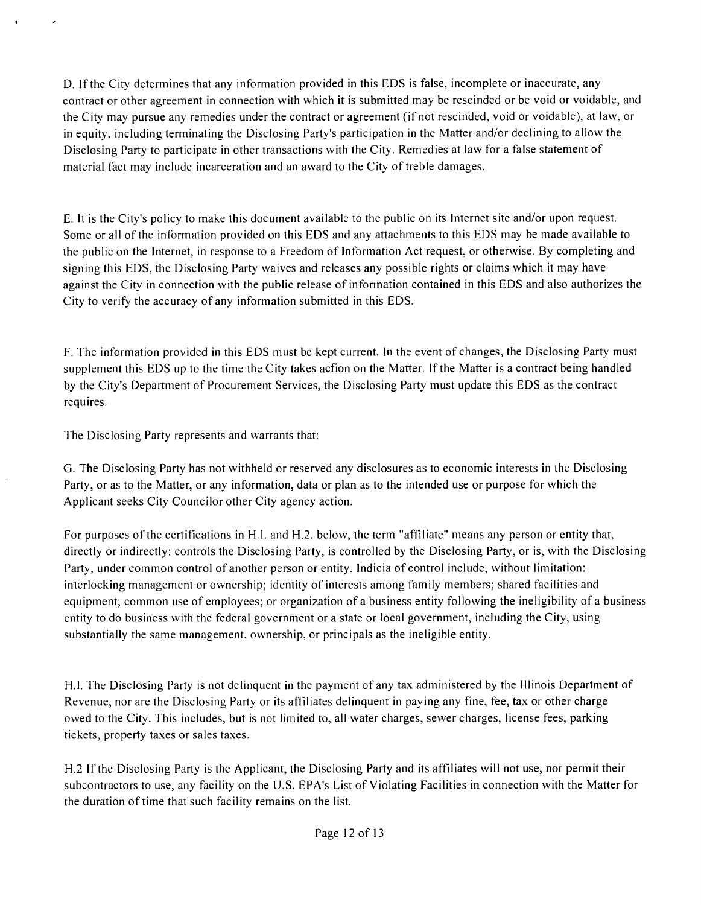D. If the City determines that any information provided in this EDS is false, incomplete or inaccurate, any contract or other agreement in connection with which it is submitted may be rescinded or be void or voidable, and the City may pursue any remedies under the contract or agreement (if not rescinded, void or voidable), at law, or in equity, including terminating the Disclosing Party's participation in the Matter and/or declining to allow the Disclosing Party to participate in other transactions with the City. Remedies at law for a false statement of material fact may include incarceration and an award to the City of treble damages.

E. It is the City's policy to make this document available to the public on its Internet site and/or upon request. Some or all of the information provided on this EDS and any attachments to this EDS may be made available to the public on the Internet, in response to a Freedom of Information Act request, or otherwise. By completing and signing this EDS, the Disclosing Party waives and releases any possible rights or claims which it may have against the City in connection with the public release of infonnation contained in this EDS and also authorizes the City to verify the accuracy of any information submitted in this EDS.

F. The information provided in this EDS must be kept current. In the event of changes, the Disclosing Party must supplement this EDS up to the time the City takes acfion on the Matter. If the Matter is a contract being handled by the City's Department of Procurement Services, the Disclosing Party must update this EDS as the contract requires.

The Disclosing Party represents and warrants that:

G. The Disclosing Party has not withheld or reserved any disclosures as to economic interests in the Disclosing Party, or as to the Matter, or any information, data or plan as to the intended use or purpose for which the Applicant seeks City Councilor other City agency action.

For purposes of the certifications in H.1. and H.2. below, the term "affiliate" means any person or entity that, directly or indirectly: controls the Disclosing Party, is controlled by the Disclosing Party, or is, with the Disclosing Party, under common control of another person or entity. Indicia of control include, without limitation: interlocking management or ownership; identity of interests among family members; shared facilities and equipment; common use of employees; or organization of a business entity following the ineligibility of a business entity to do business with the federal government or a state or local government, including the City, using substantially the same management, ownership, or principals as the ineligible entity.

H.1. The Disclosing Party is not delinquent in the payment of any tax administered by the Illinois Department of Revenue, nor are the Disclosing Party or its affiliates delinquent in paying any fine, fee, tax or other charge owed to the City. This includes, but is not limited to, all water charges, sewer charges, license fees, parking tickets, property taxes or sales taxes.

H.2 If the Disclosing Party is the Applicant, the Disclosing Party and its affiliates will not use, nor permit their subcontractors to use, any facility on the U.S. EPA's List of Violating Facilities in connection with the Matter for the duration of time that such facility remains on the list.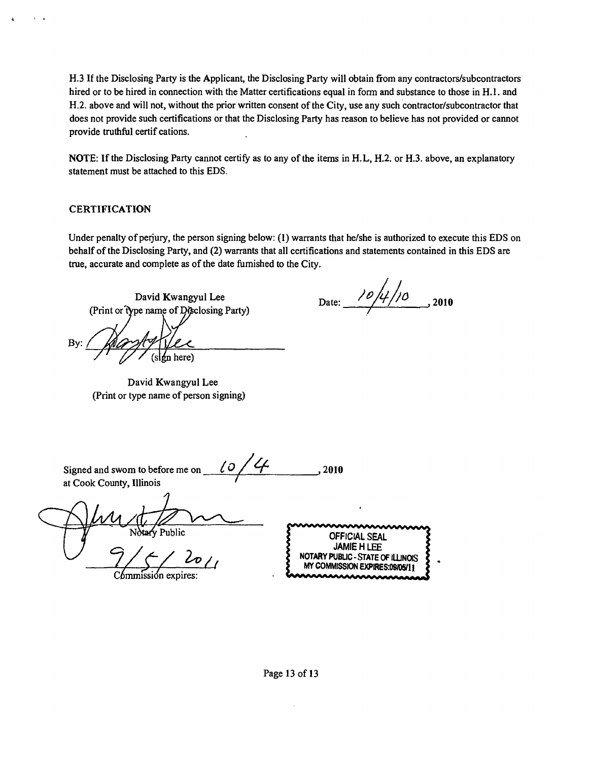H.3 If the Disclosing Party is the Applicant, the Disclosing Party will obtain from any contractors/subcontractors hired or to be hired in connection with the Matter certifications equal in form and substance to those in H.1. and H.2. above and will not, without the prior written consent of the City, use any such contractor/subcontractor that does not provide such certifications or that the Disclosing Party has reason to believe has not provided or cannot provide truthful certif cations.

NOTE: If the Disclosing Party cannot certify as to any of the items in H.L, H.2. or H.3. above, an explanatory statement must be attached to this EDS.

## CERTIFICATION

Under penalty of perjury, the person signing below: (1) warrants that he/she is authorized to execute this EDS on behalf of the Disclosing Party, and (2) warrants that all certifications and statements contained in this EDS are true, accurate and complete as of the date furnished to the City.

David Kwangyul Lee
(Print or type name of Disclosing Party)

Date: 10/4/10, 2010

By: ______________________
(sign here)

David Kwangyul Lee
(Print or type name of person signing)

Signed and sworn to before me on 10/4, 2010
at Cook County, Illinois

______________________
Notary Public

9/5/2011
Commission expires:

OFFICIAL SEAL
JAMIE H LEE
NOTARY PUBLIC - STATE OF ILLINOIS
MY COMMISSION EXPIRES:09/05/11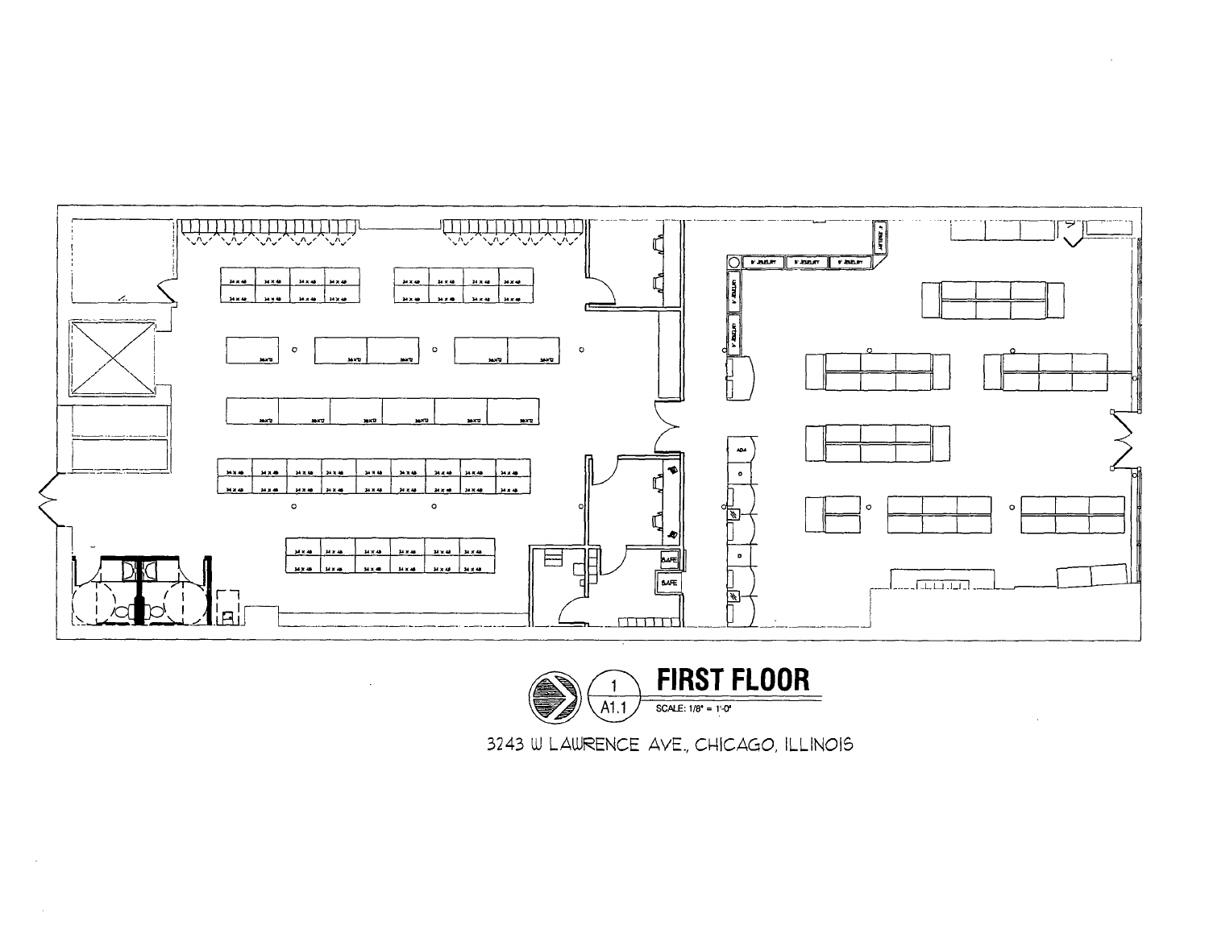## 1 A1.1 FIRST FLOOR

SCALE: 1/8" = 1'-0"

3243 W LAWRENCE AVE., CHICAGO, ILLINOIS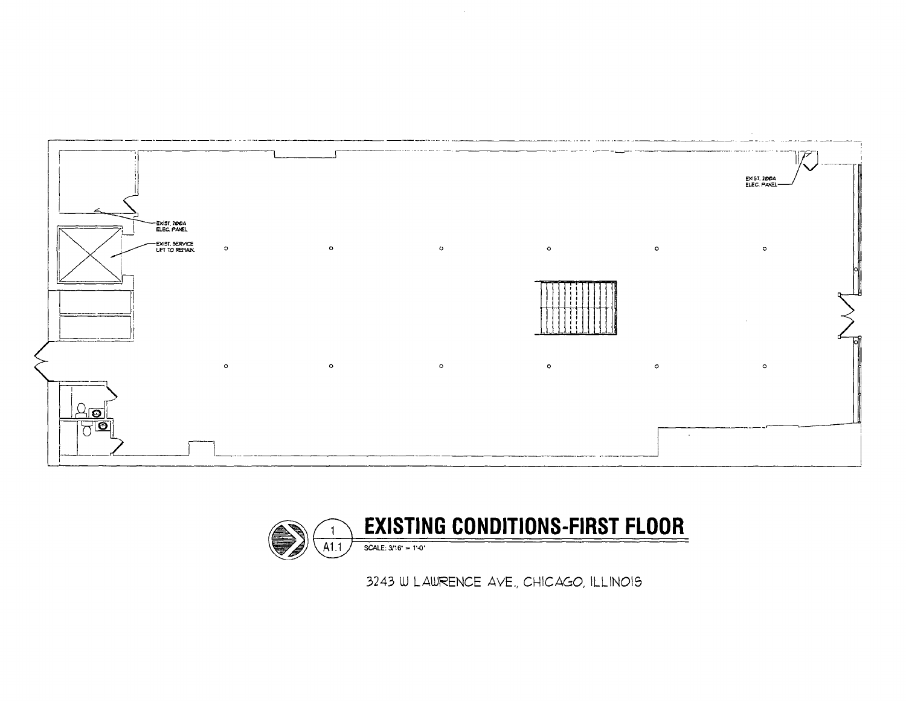EXIST. 200A ELEC. PANEL

EXIST. SERVICE LIFT TO REMAIN.

EXIST. 200A ELEC. PANEL

# EXISTING CONDITIONS-FIRST FLOOR

1 / A1.1

SCALE: 3/16" = 1'-0"

3243 W LAWRENCE AVE., CHICAGO, ILLINOIS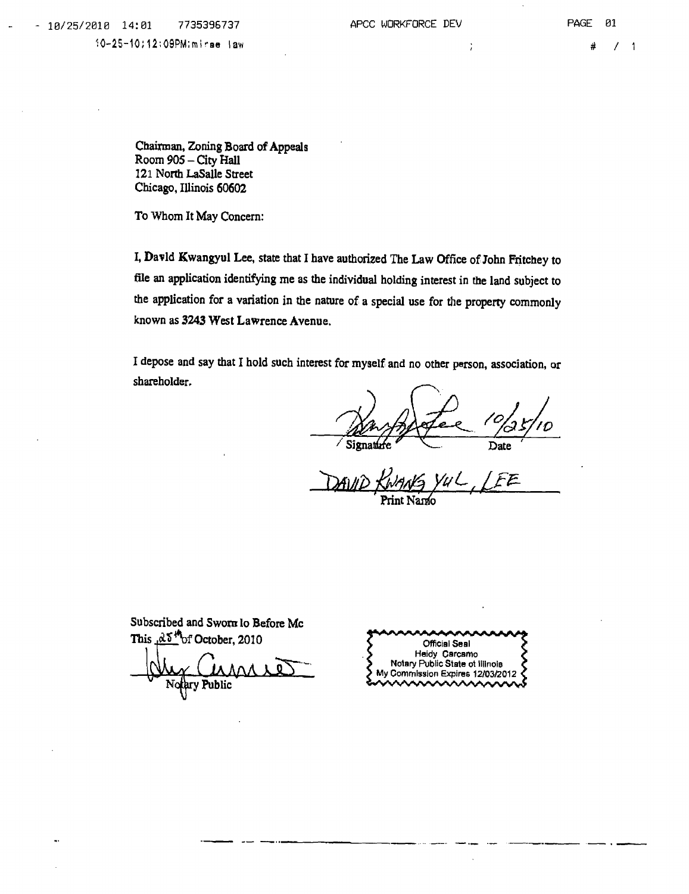Chairman, Zoning Board of Appeals
Room 905 – City Hall
121 North LaSalle Street
Chicago, Illinois 60602

To Whom It May Concern:

I, David Kwangyul Lee, state that I have authorized The Law Office of John Fritchey to file an application identifying me as the individual holding interest in the land subject to the application for a variation in the nature of a special use for the property commonly known as 3243 West Lawrence Avenue.

I depose and say that I hold such interest for myself and no other person, association, or shareholder.

10/25/10

Signature　　　　Date

DAVID KWANG YUL, LEE

Print Name

Subscribed and Sworn to Before Me
This 25th of October, 2010

Notary Public

Official Seal
Heidy Carcamo
Notary Public State of Illinois
My Commission Expires 12/03/2012